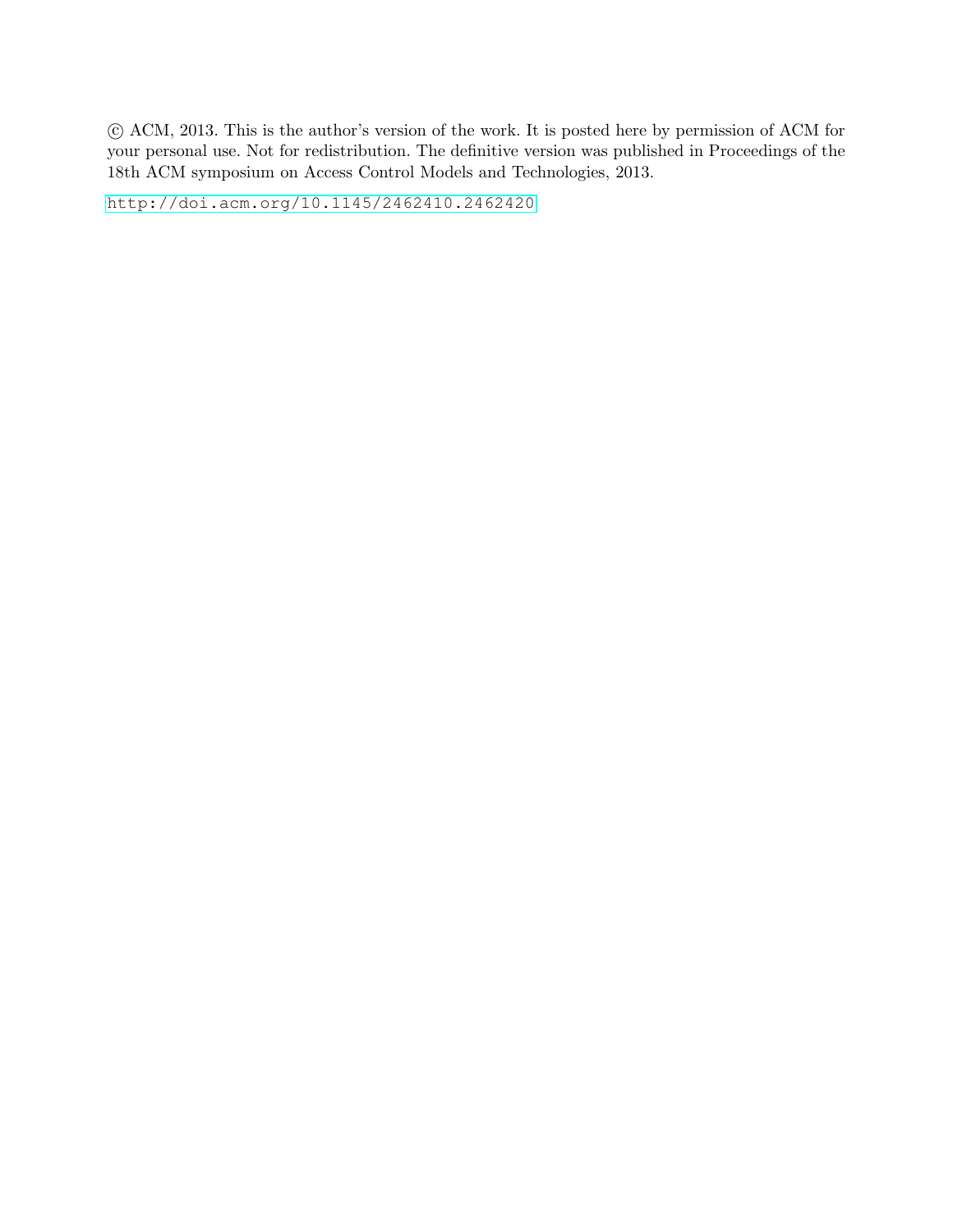© ACM, 2013. This is the author's version of the work. It is posted here by permission of ACM for your personal use. Not for redistribution. The definitive version was published in Proceedings of the 18th ACM symposium on Access Control Models and Technologies, 2013.

http://doi.acm.org/10.1145/2462410.2462420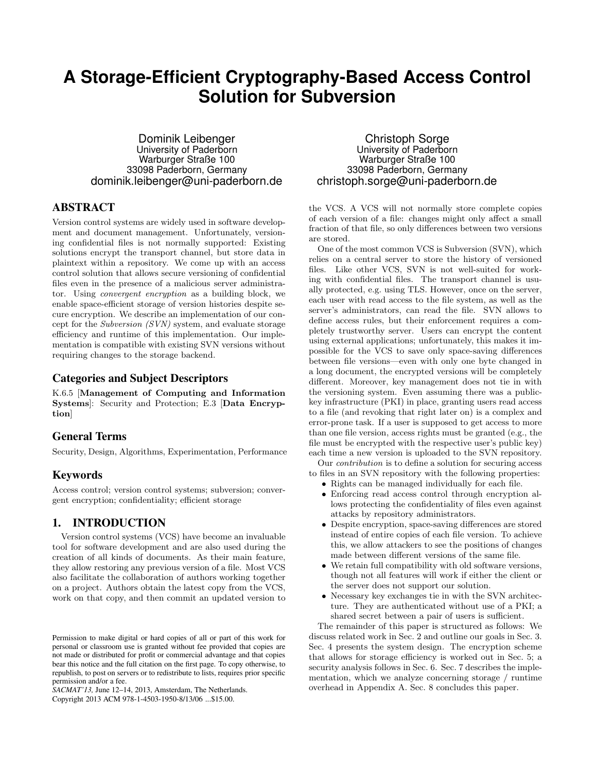# A Storage-Efficient Cryptography-Based Access Control Solution for Subversion

Dominik Leibenger
University of Paderborn
Warburger Straße 100
33098 Paderborn, Germany
dominik.leibenger@uni-paderborn.de

Christoph Sorge
University of Paderborn
Warburger Straße 100
33098 Paderborn, Germany
christoph.sorge@uni-paderborn.de

## ABSTRACT

Version control systems are widely used in software development and document management. Unfortunately, versioning confidential files is not normally supported: Existing solutions encrypt the transport channel, but store data in plaintext within a repository. We come up with an access control solution that allows secure versioning of confidential files even in the presence of a malicious server administrator. Using *convergent encryption* as a building block, we enable space-efficient storage of version histories despite secure encryption. We describe an implementation of our concept for the *Subversion (SVN)* system, and evaluate storage efficiency and runtime of this implementation. Our implementation is compatible with existing SVN versions without requiring changes to the storage backend.

### Categories and Subject Descriptors

K.6.5 [**Management of Computing and Information Systems**]: Security and Protection; E.3 [**Data Encryption**]

### General Terms

Security, Design, Algorithms, Experimentation, Performance

### Keywords

Access control; version control systems; subversion; convergent encryption; confidentiality; efficient storage

## 1. INTRODUCTION

Version control systems (VCS) have become an invaluable tool for software development and are also used during the creation of all kinds of documents. As their main feature, they allow restoring any previous version of a file. Most VCS also facilitate the collaboration of authors working together on a project. Authors obtain the latest copy from the VCS, work on that copy, and then commit an updated version to the VCS. A VCS will not normally store complete copies of each version of a file: changes might only affect a small fraction of that file, so only differences between two versions are stored.

One of the most common VCS is Subversion (SVN), which relies on a central server to store the history of versioned files. Like other VCS, SVN is not well-suited for working with confidential files. The transport channel is usually protected, e.g. using TLS. However, once on the server, each user with read access to the file system, as well as the server's administrators, can read the file. SVN allows to define access rules, but their enforcement requires a completely trustworthy server. Users can encrypt the content using external applications; unfortunately, this makes it impossible for the VCS to save only space-saving differences between file versions—even with only one byte changed in a long document, the encrypted versions will be completely different. Moreover, key management does not tie in with the versioning system. Even assuming there was a public-key infrastructure (PKI) in place, granting users read access to a file (and revoking that right later on) is a complex and error-prone task. If a user is supposed to get access to more than one file version, access rights must be granted (e.g., the file must be encrypted with the respective user's public key) each time a new version is uploaded to the SVN repository.

Our *contribution* is to define a solution for securing access to files in an SVN repository with the following properties:

- Rights can be managed individually for each file.
- Enforcing read access control through encryption allows protecting the confidentiality of files even against attacks by repository administrators.
- Despite encryption, space-saving differences are stored instead of entire copies of each file version. To achieve this, we allow attackers to see the positions of changes made between different versions of the same file.
- We retain full compatibility with old software versions, though not all features will work if either the client or the server does not support our solution.
- Necessary key exchanges tie in with the SVN architecture. They are authenticated without use of a PKI; a shared secret between a pair of users is sufficient.

The remainder of this paper is structured as follows: We discuss related work in Sec. 2 and outline our goals in Sec. 3. Sec. 4 presents the system design. The encryption scheme that allows for storage efficiency is worked out in Sec. 5; a security analysis follows in Sec. 6. Sec. 7 describes the implementation, which we analyze concerning storage / runtime overhead in Appendix A. Sec. 8 concludes this paper.

Permission to make digital or hard copies of all or part of this work for personal or classroom use is granted without fee provided that copies are not made or distributed for profit or commercial advantage and that copies bear this notice and the full citation on the first page. To copy otherwise, to republish, to post on servers or to redistribute to lists, requires prior specific permission and/or a fee.
*SACMAT'13*, June 12–14, 2013, Amsterdam, The Netherlands.
Copyright 2013 ACM 978-1-4503-1950-8/13/06 ...$15.00.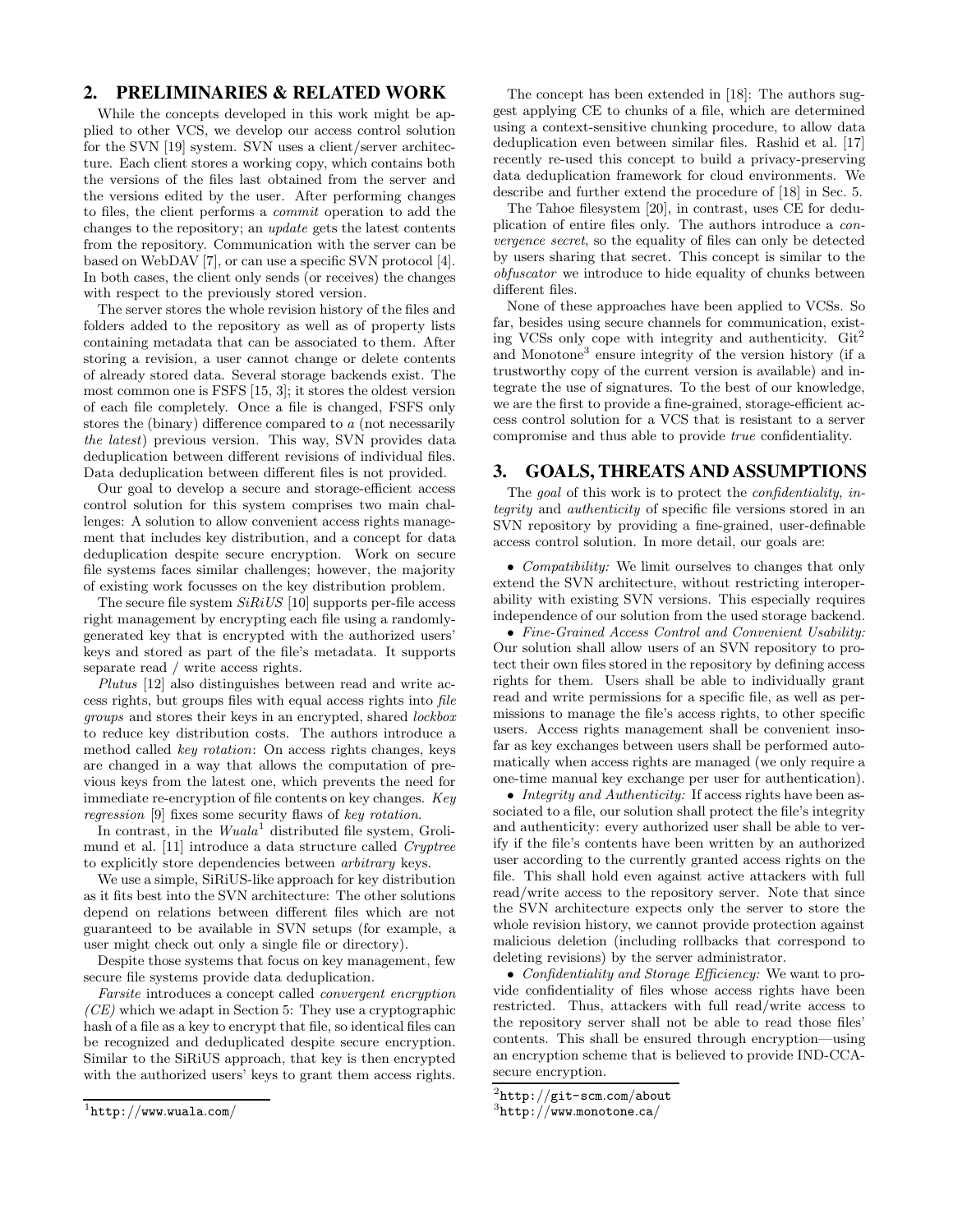## 2. PRELIMINARIES & RELATED WORK

While the concepts developed in this work might be applied to other VCS, we develop our access control solution for the SVN [19] system. SVN uses a client/server architecture. Each client stores a working copy, which contains both the versions of the files last obtained from the server and the versions edited by the user. After performing changes to files, the client performs a *commit* operation to add the changes to the repository; an *update* gets the latest contents from the repository. Communication with the server can be based on WebDAV [7], or can use a specific SVN protocol [4]. In both cases, the client only sends (or receives) the changes with respect to the previously stored version.

The server stores the whole revision history of the files and folders added to the repository as well as of property lists containing metadata that can be associated to them. After storing a revision, a user cannot change or delete contents of already stored data. Several storage backends exist. The most common one is FSFS [15, 3]; it stores the oldest version of each file completely. Once a file is changed, FSFS only stores the (binary) difference compared to *a* (not necessarily *the latest*) previous version. This way, SVN provides data deduplication between different revisions of individual files. Data deduplication between different files is not provided.

Our goal to develop a secure and storage-efficient access control solution for this system comprises two main challenges: A solution to allow convenient access rights management that includes key distribution, and a concept for data deduplication despite secure encryption. Work on secure file systems faces similar challenges; however, the majority of existing work focusses on the key distribution problem.

The secure file system *SiRiUS* [10] supports per-file access right management by encrypting each file using a randomly-generated key that is encrypted with the authorized users' keys and stored as part of the file's metadata. It supports separate read / write access rights.

*Plutus* [12] also distinguishes between read and write access rights, but groups files with equal access rights into *file groups* and stores their keys in an encrypted, shared *lockbox* to reduce key distribution costs. The authors introduce a method called *key rotation*: On access rights changes, keys are changed in a way that allows the computation of previous keys from the latest one, which prevents the need for immediate re-encryption of file contents on key changes. *Key regression* [9] fixes some security flaws of *key rotation*.

In contrast, in the *Wuala*[1] distributed file system, Grolimund et al. [11] introduce a data structure called *Cryptree* to explicitly store dependencies between *arbitrary* keys.

We use a simple, SiRiUS-like approach for key distribution as it fits best into the SVN architecture: The other solutions depend on relations between different files which are not guaranteed to be available in SVN setups (for example, a user might check out only a single file or directory).

Despite those systems that focus on key management, few secure file systems provide data deduplication.

*Farsite* introduces a concept called *convergent encryption (CE)* which we adapt in Section 5: They use a cryptographic hash of a file as a key to encrypt that file, so identical files can be recognized and deduplicated despite secure encryption. Similar to the SiRiUS approach, that key is then encrypted with the authorized users' keys to grant them access rights.

The concept has been extended in [18]: The authors suggest applying CE to chunks of a file, which are determined using a context-sensitive chunking procedure, to allow data deduplication even between similar files. Rashid et al. [17] recently re-used this concept to build a privacy-preserving data deduplication framework for cloud environments. We describe and further extend the procedure of [18] in Sec. 5.

The Tahoe filesystem [20], in contrast, uses CE for deduplication of entire files only. The authors introduce a *convergence secret*, so the equality of files can only be detected by users sharing that secret. This concept is similar to the *obfuscator* we introduce to hide equality of chunks between different files.

None of these approaches have been applied to VCSs. So far, besides using secure channels for communication, existing VCSs only cope with integrity and authenticity. Git[2] and Monotone[3] ensure integrity of the version history (if a trustworthy copy of the current version is available) and integrate the use of signatures. To the best of our knowledge, we are the first to provide a fine-grained, storage-efficient access control solution for a VCS that is resistant to a server compromise and thus able to provide *true* confidentiality.

## 3. GOALS, THREATS AND ASSUMPTIONS

The *goal* of this work is to protect the *confidentiality*, *integrity* and *authenticity* of specific file versions stored in an SVN repository by providing a fine-grained, user-definable access control solution. In more detail, our goals are:

- *Compatibility:* We limit ourselves to changes that only extend the SVN architecture, without restricting interoperability with existing SVN versions. This especially requires independence of our solution from the used storage backend.
- *Fine-Grained Access Control and Convenient Usability:* Our solution shall allow users of an SVN repository to protect their own files stored in the repository by defining access rights for them. Users shall be able to individually grant read and write permissions for a specific file, as well as permissions to manage the file's access rights, to other specific users. Access rights management shall be convenient insofar as key exchanges between users shall be performed automatically when access rights are managed (we only require a one-time manual key exchange per user for authentication).
- *Integrity and Authenticity:* If access rights have been associated to a file, our solution shall protect the file's integrity and authenticity: every authorized user shall be able to verify if the file's contents have been written by an authorized user according to the currently granted access rights on the file. This shall hold even against active attackers with full read/write access to the repository server. Note that since the SVN architecture expects only the server to store the whole revision history, we cannot provide protection against malicious deletion (including rollbacks that correspond to deleting revisions) by the server administrator.
- *Confidentiality and Storage Efficiency:* We want to provide confidentiality of files whose access rights have been restricted. Thus, attackers with full read/write access to the repository server shall not be able to read those files' contents. This shall be ensured through encryption—using an encryption scheme that is believed to provide IND-CCA-secure encryption.

[1] http://www.wuala.com/

[2] http://git-scm.com/about

[3] http://www.monotone.ca/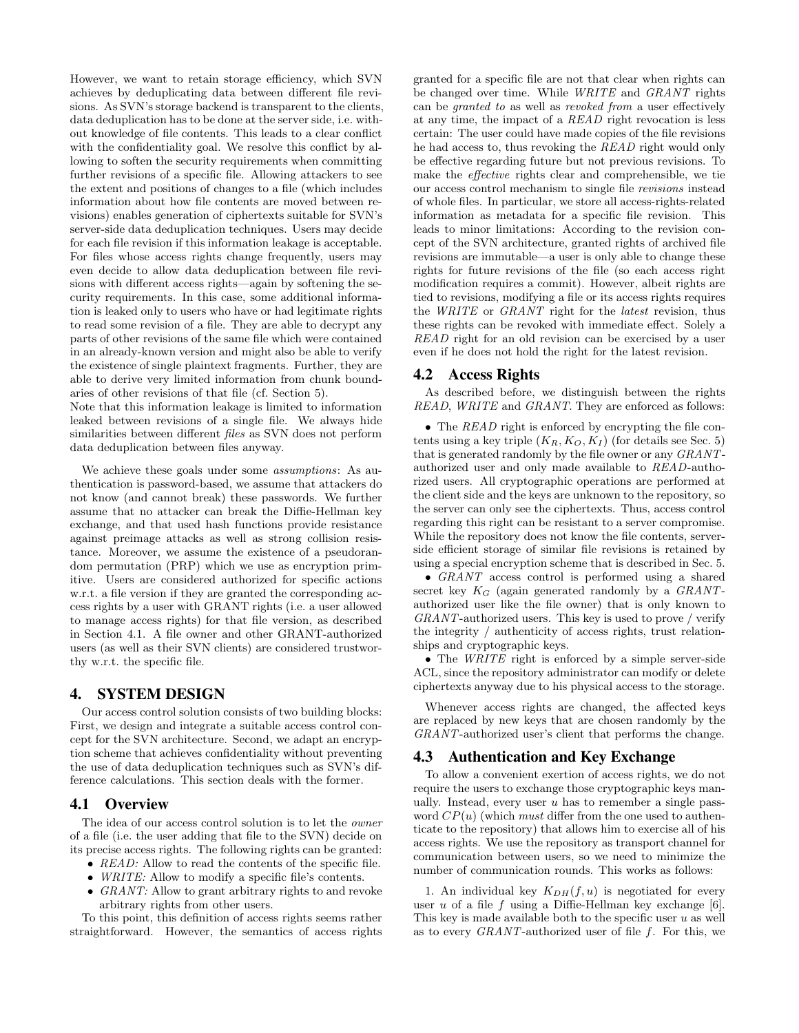However, we want to retain storage efficiency, which SVN achieves by deduplicating data between different file revisions. As SVN's storage backend is transparent to the clients, data deduplication has to be done at the server side, i.e. without knowledge of file contents. This leads to a clear conflict with the confidentiality goal. We resolve this conflict by allowing to soften the security requirements when committing further revisions of a specific file. Allowing attackers to see the extent and positions of changes to a file (which includes information about how file contents are moved between revisions) enables generation of ciphertexts suitable for SVN's server-side data deduplication techniques. Users may decide for each file revision if this information leakage is acceptable. For files whose access rights change frequently, users may even decide to allow data deduplication between file revisions with different access rights—again by softening the security requirements. In this case, some additional information is leaked only to users who have or had legitimate rights to read some revision of a file. They are able to decrypt any parts of other revisions of the same file which were contained in an already-known version and might also be able to verify the existence of single plaintext fragments. Further, they are able to derive very limited information from chunk boundaries of other revisions of that file (cf. Section 5).

Note that this information leakage is limited to information leaked between revisions of a single file. We always hide similarities between different *files* as SVN does not perform data deduplication between files anyway.

We achieve these goals under some *assumptions*: As authentication is password-based, we assume that attackers do not know (and cannot break) these passwords. We further assume that no attacker can break the Diffie-Hellman key exchange, and that used hash functions provide resistance against preimage attacks as well as strong collision resistance. Moreover, we assume the existence of a pseudorandom permutation (PRP) which we use as encryption primitive. Users are considered authorized for specific actions w.r.t. a file version if they are granted the corresponding access rights by a user with GRANT rights (i.e. a user allowed to manage access rights) for that file version, as described in Section 4.1. A file owner and other GRANT-authorized users (as well as their SVN clients) are considered trustworthy w.r.t. the specific file.

# 4. SYSTEM DESIGN

Our access control solution consists of two building blocks: First, we design and integrate a suitable access control concept for the SVN architecture. Second, we adapt an encryption scheme that achieves confidentiality without preventing the use of data deduplication techniques such as SVN's difference calculations. This section deals with the former.

## 4.1 Overview

The idea of our access control solution is to let the *owner* of a file (i.e. the user adding that file to the SVN) decide on its precise access rights. The following rights can be granted:

- *READ:* Allow to read the contents of the specific file.
- *WRITE:* Allow to modify a specific file's contents.
- *GRANT:* Allow to grant arbitrary rights to and revoke arbitrary rights from other users.

To this point, this definition of access rights seems rather straightforward. However, the semantics of access rights granted for a specific file are not that clear when rights can be changed over time. While *WRITE* and *GRANT* rights can be *granted to* as well as *revoked from* a user effectively at any time, the impact of a *READ* right revocation is less certain: The user could have made copies of the file revisions he had access to, thus revoking the *READ* right would only be effective regarding future but not previous revisions. To make the *effective* rights clear and comprehensible, we tie our access control mechanism to single file *revisions* instead of whole files. In particular, we store all access-rights-related information as metadata for a specific file revision. This leads to minor limitations: According to the revision concept of the SVN architecture, granted rights of archived file revisions are immutable—a user is only able to change these rights for future revisions of the file (so each access right modification requires a commit). However, albeit rights are tied to revisions, modifying a file or its access rights requires the *WRITE* or *GRANT* right for the *latest* revision, thus these rights can be revoked with immediate effect. Solely a *READ* right for an old revision can be exercised by a user even if he does not hold the right for the latest revision.

## 4.2 Access Rights

As described before, we distinguish between the rights *READ*, *WRITE* and *GRANT*. They are enforced as follows:

- The *READ* right is enforced by encrypting the file contents using a key triple $(K_R, K_O, K_I)$ (for details see Sec. 5) that is generated randomly by the file owner or any *GRANT*-authorized user and only made available to *READ*-authorized users. All cryptographic operations are performed at the client side and the keys are unknown to the repository, so the server can only see the ciphertexts. Thus, access control regarding this right can be resistant to a server compromise. While the repository does not know the file contents, server-side efficient storage of similar file revisions is retained by using a special encryption scheme that is described in Sec. 5.
- *GRANT* access control is performed using a shared secret key $K_G$ (again generated randomly by a *GRANT*-authorized user like the file owner) that is only known to *GRANT*-authorized users. This key is used to prove / verify the integrity / authenticity of access rights, trust relationships and cryptographic keys.
- The *WRITE* right is enforced by a simple server-side ACL, since the repository administrator can modify or delete ciphertexts anyway due to his physical access to the storage.

Whenever access rights are changed, the affected keys are replaced by new keys that are chosen randomly by the *GRANT*-authorized user's client that performs the change.

## 4.3 Authentication and Key Exchange

To allow a convenient exertion of access rights, we do not require the users to exchange those cryptographic keys manually. Instead, every user $u$ has to remember a single password $CP(u)$ (which *must* differ from the one used to authenticate to the repository) that allows him to exercise all of his access rights. We use the repository as transport channel for communication between users, so we need to minimize the number of communication rounds. This works as follows:

1. An individual key $K_{DH}(f, u)$ is negotiated for every user $u$ of a file $f$ using a Diffie-Hellman key exchange [6]. This key is made available both to the specific user $u$ as well as to every *GRANT*-authorized user of file $f$. For this, we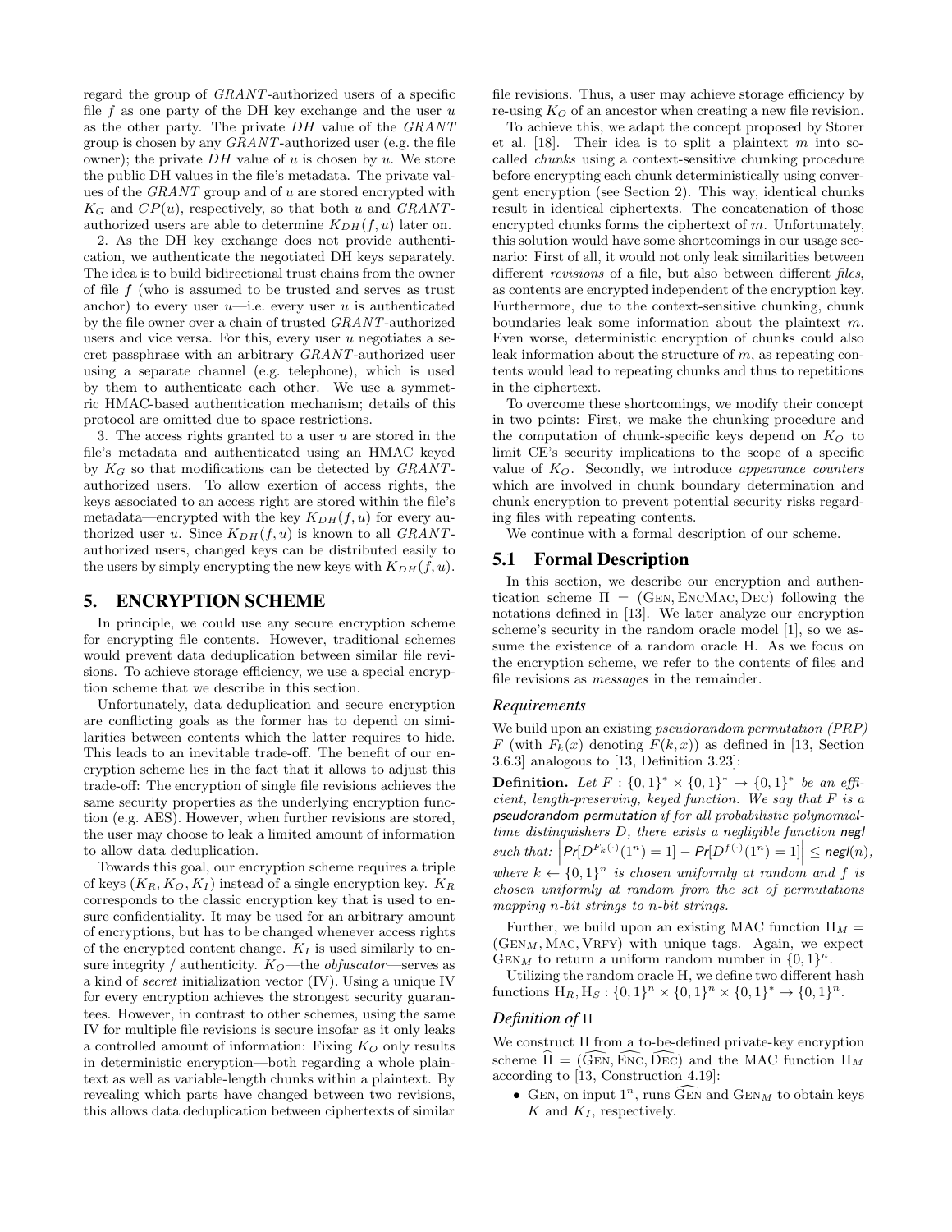regard the group of *GRANT*-authorized users of a specific file $f$ as one party of the DH key exchange and the user $u$ as the other party. The private $DH$ value of the *GRANT* group is chosen by any *GRANT*-authorized user (e.g. the file owner); the private $DH$ value of $u$ is chosen by $u$. We store the public DH values in the file's metadata. The private values of the *GRANT* group and of $u$ are stored encrypted with $K_G$ and $CP(u)$, respectively, so that both $u$ and *GRANT*-authorized users are able to determine $K_{DH}(f, u)$ later on.

2. As the DH key exchange does not provide authentication, we authenticate the negotiated DH keys separately. The idea is to build bidirectional trust chains from the owner of file $f$ (who is assumed to be trusted and serves as trust anchor) to every user $u$—i.e. every user $u$ is authenticated by the file owner over a chain of trusted *GRANT*-authorized users and vice versa. For this, every user $u$ negotiates a secret passphrase with an arbitrary *GRANT*-authorized user using a separate channel (e.g. telephone), which is used by them to authenticate each other. We use a symmetric HMAC-based authentication mechanism; details of this protocol are omitted due to space restrictions.

3. The access rights granted to a user $u$ are stored in the file's metadata and authenticated using an HMAC keyed by $K_G$ so that modifications can be detected by *GRANT*-authorized users. To allow exertion of access rights, the keys associated to an access right are stored within the file's metadata—encrypted with the key $K_{DH}(f, u)$ for every authorized user $u$. Since $K_{DH}(f, u)$ is known to all *GRANT*-authorized users, changed keys can be distributed easily to the users by simply encrypting the new keys with $K_{DH}(f, u)$.

## 5. ENCRYPTION SCHEME

In principle, we could use any secure encryption scheme for encrypting file contents. However, traditional schemes would prevent data deduplication between similar file revisions. To achieve storage efficiency, we use a special encryption scheme that we describe in this section.

Unfortunately, data deduplication and secure encryption are conflicting goals as the former has to depend on similarities between contents which the latter requires to hide. This leads to an inevitable trade-off. The benefit of our encryption scheme lies in the fact that it allows to adjust this trade-off: The encryption of single file revisions achieves the same security properties as the underlying encryption function (e.g. AES). However, when further revisions are stored, the user may choose to leak a limited amount of information to allow data deduplication.

Towards this goal, our encryption scheme requires a triple of keys $(K_R, K_O, K_I)$ instead of a single encryption key. $K_R$ corresponds to the classic encryption key that is used to ensure confidentiality. It may be used for an arbitrary amount of encryptions, but has to be changed whenever access rights of the encrypted content change. $K_I$ is used similarly to ensure integrity / authenticity. $K_O$—the *obfuscator*—serves as a kind of *secret* initialization vector (IV). Using a unique IV for every encryption achieves the strongest security guarantees. However, in contrast to other schemes, using the same IV for multiple file revisions is secure insofar as it only leaks a controlled amount of information: Fixing $K_O$ only results in deterministic encryption—both regarding a whole plaintext as well as variable-length chunks within a plaintext. By revealing which parts have changed between two revisions, this allows data deduplication between ciphertexts of similar file revisions. Thus, a user may achieve storage efficiency by re-using $K_O$ of an ancestor when creating a new file revision.

To achieve this, we adapt the concept proposed by Storer et al. [18]. Their idea is to split a plaintext $m$ into so-called *chunks* using a context-sensitive chunking procedure before encrypting each chunk deterministically using convergent encryption (see Section 2). This way, identical chunks result in identical ciphertexts. The concatenation of those encrypted chunks forms the ciphertext of $m$. Unfortunately, this solution would have some shortcomings in our usage scenario: First of all, it would not only leak similarities between different *revisions* of a file, but also between different *files*, as contents are encrypted independent of the encryption key. Furthermore, due to the context-sensitive chunking, chunk boundaries leak some information about the plaintext $m$. Even worse, deterministic encryption of chunks could also leak information about the structure of $m$, as repeating contents would lead to repeating chunks and thus to repetitions in the ciphertext.

To overcome these shortcomings, we modify their concept in two points: First, we make the chunking procedure and the computation of chunk-specific keys depend on $K_O$ to limit CE's security implications to the scope of a specific value of $K_O$. Secondly, we introduce *appearance counters* which are involved in chunk boundary determination and chunk encryption to prevent potential security risks regarding files with repeating contents.

We continue with a formal description of our scheme.

### 5.1 Formal Description

In this section, we describe our encryption and authentication scheme $\Pi = (\text{Gen}, \text{EncMac}, \text{Dec})$ following the notations defined in [13]. We later analyze our encryption scheme's security in the random oracle model [1], so we assume the existence of a random oracle H. As we focus on the encryption scheme, we refer to the contents of files and file revisions as *messages* in the remainder.

#### *Requirements*

We build upon an existing *pseudorandom permutation (PRP)* $F$ (with $F_k(x)$ denoting $F(k, x)$) as defined in [13, Section 3.6.3] analogous to [13, Definition 3.23]:

**Definition.** *Let $F : \{0,1\}^* \times \{0,1\}^* \to \{0,1\}^*$ be an efficient, length-preserving, keyed function. We say that $F$ is a* **pseudorandom permutation** *if for all probabilistic polynomial-time distinguishers $D$, there exists a negligible function* **negl** *such that:* $\left| Pr[D^{F_k(\cdot)}(1^n) = 1] - Pr[D^{f(\cdot)}(1^n) = 1] \right| \leq negl(n)$, *where $k \leftarrow \{0,1\}^n$ is chosen uniformly at random and $f$ is chosen uniformly at random from the set of permutations mapping $n$-bit strings to $n$-bit strings.*

Further, we build upon an existing MAC function $\Pi_M = (\text{Gen}_M, \text{Mac}, \text{Vrfy})$ with unique tags. Again, we expect $\text{Gen}_M$ to return a uniform random number in $\{0,1\}^n$.

Utilizing the random oracle H, we define two different hash functions $\text{H}_R, \text{H}_S : \{0,1\}^n \times \{0,1\}^n \times \{0,1\}^* \to \{0,1\}^n$.

#### *Definition of* $\Pi$

We construct $\Pi$ from a to-be-defined private-key encryption scheme $\widehat{\Pi} = (\widehat{\text{Gen}}, \widehat{\text{Enc}}, \widehat{\text{Dec}})$ and the MAC function $\Pi_M$ according to [13, Construction 4.19]:

- Gen, on input $1^n$, runs $\widehat{\text{Gen}}$ and $\text{Gen}_M$ to obtain keys $K$ and $K_I$, respectively.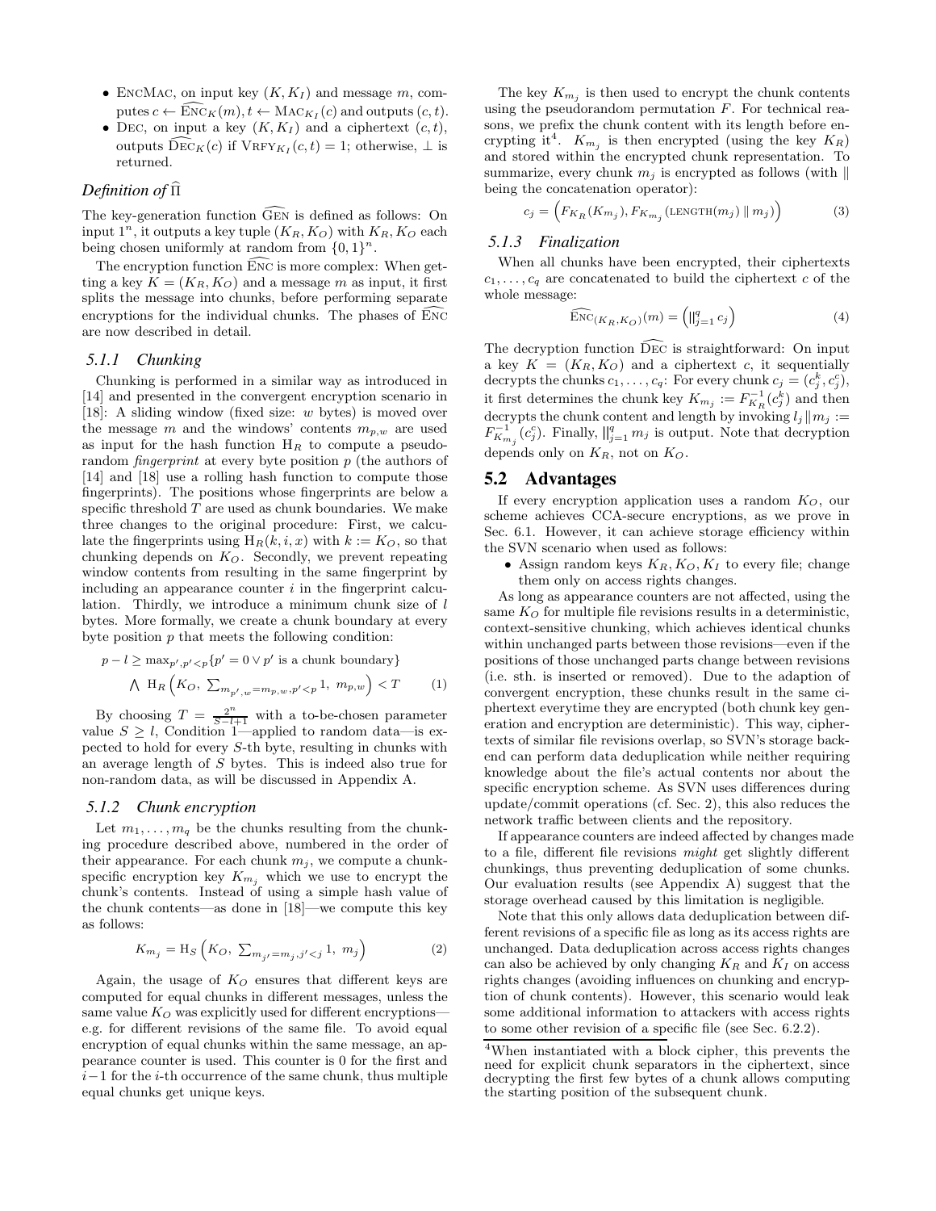- EncMac, on input key $(K, K_I)$ and message $m$, computes $c \leftarrow \widehat{\text{Enc}}_K(m)$, $t \leftarrow \text{Mac}_{K_I}(c)$ and outputs $(c, t)$.
- Dec, on input a key $(K, K_I)$ and a ciphertext $(c, t)$, outputs $\widehat{\text{Dec}}_K(c)$ if $\text{Vrfy}_{K_I}(c, t) = 1$; otherwise, $\perp$ is returned.

### *Definition of* $\widehat{\Pi}$

The key-generation function $\widehat{\text{Gen}}$ is defined as follows: On input $1^n$, it outputs a key tuple $(K_R, K_O)$ with $K_R, K_O$ each being chosen uniformly at random from $\{0,1\}^n$.

The encryption function $\widehat{\text{Enc}}$ is more complex: When getting a key $K = (K_R, K_O)$ and a message $m$ as input, it first splits the message into chunks, before performing separate encryptions for the individual chunks. The phases of $\widehat{\text{Enc}}$ are now described in detail.

### *5.1.1 Chunking*

Chunking is performed in a similar way as introduced in [14] and presented in the convergent encryption scenario in [18]: A sliding window (fixed size: $w$ bytes) is moved over the message $m$ and the windows' contents $m_{p,w}$ are used as input for the hash function $\text{H}_R$ to compute a pseudorandom *fingerprint* at every byte position $p$ (the authors of [14] and [18] use a rolling hash function to compute those fingerprints). The positions whose fingerprints are below a specific threshold $T$ are used as chunk boundaries. We make three changes to the original procedure: First, we calculate the fingerprints using $\text{H}_R(k, i, x)$ with $k := K_O$, so that chunking depends on $K_O$. Secondly, we prevent repeating window contents from resulting in the same fingerprint by including an appearance counter $i$ in the fingerprint calculation. Thirdly, we introduce a minimum chunk size of $l$ bytes. More formally, we create a chunk boundary at every byte position $p$ that meets the following condition:

$$p - l \geq \max_{p', p' < p}\{p' = 0 \vee p' \text{ is a chunk boundary}\}$$
$$\bigwedge \ \text{H}_R\left(K_O,\ \textstyle\sum_{m_{p',w} = m_{p,w}, p' < p} 1,\ m_{p,w}\right) < T \qquad (1)$$

By choosing $T = \frac{2^n}{S - l + 1}$ with a to-be-chosen parameter value $S \geq l$, Condition 1—applied to random data—is expected to hold for every $S$-th byte, resulting in chunks with an average length of $S$ bytes. This is indeed also true for non-random data, as will be discussed in Appendix A.

### *5.1.2 Chunk encryption*

Let $m_1, \ldots, m_q$ be the chunks resulting from the chunking procedure described above, numbered in the order of their appearance. For each chunk $m_j$, we compute a chunk-specific encryption key $K_{m_j}$ which we use to encrypt the chunk's contents. Instead of using a simple hash value of the chunk contents—as done in [18]—we compute this key as follows:

$$K_{m_j} = \text{H}_S\left(K_O,\ \textstyle\sum_{m_{j'} = m_j, j' < j} 1,\ m_j\right) \qquad (2)$$

Again, the usage of $K_O$ ensures that different keys are computed for equal chunks in different messages, unless the same value $K_O$ was explicitly used for different encryptions—e.g. for different revisions of the same file. To avoid equal encryption of equal chunks within the same message, an appearance counter is used. This counter is 0 for the first and $i-1$ for the $i$-th occurrence of the same chunk, thus multiple equal chunks get unique keys.

The key $K_{m_j}$ is then used to encrypt the chunk contents using the pseudorandom permutation $F$. For technical reasons, we prefix the chunk content with its length before encrypting it[4]. $K_{m_j}$ is then encrypted (using the key $K_R$) and stored within the encrypted chunk representation. To summarize, every chunk $m_j$ is encrypted as follows (with $\|$ being the concatenation operator):

$$c_j = \left(F_{K_R}(K_{m_j}), F_{K_{m_j}}(\text{LENGTH}(m_j) \,\|\, m_j)\right) \qquad (3)$$

### *5.1.3 Finalization*

When all chunks have been encrypted, their ciphertexts $c_1, \ldots, c_q$ are concatenated to build the ciphertext $c$ of the whole message:

$$\widehat{\text{Enc}}_{(K_R, K_O)}(m) = \left(\|_{j=1}^{q} c_j\right) \qquad (4)$$

The decryption function $\widehat{\text{Dec}}$ is straightforward: On input a key $K = (K_R, K_O)$ and a ciphertext $c$, it sequentially decrypts the chunks $c_1, \ldots, c_q$: For every chunk $c_j = (c_j^k, c_j^c)$, it first determines the chunk key $K_{m_j} := F_{K_R}^{-1}(c_j^k)$ and then decrypts the chunk content and length by invoking $l_j \| m_j := F_{K_{m_j}}^{-1}(c_j^c)$. Finally, $\|_{j=1}^{q} m_j$ is output. Note that decryption depends only on $K_R$, not on $K_O$.

## 5.2 Advantages

If every encryption application uses a random $K_O$, our scheme achieves CCA-secure encryptions, as we prove in Sec. 6.1. However, it can achieve storage efficiency within the SVN scenario when used as follows:

- Assign random keys $K_R, K_O, K_I$ to every file; change them only on access rights changes.

As long as appearance counters are not affected, using the same $K_O$ for multiple file revisions results in a deterministic, context-sensitive chunking, which achieves identical chunks within unchanged parts between those revisions—even if the positions of those unchanged parts change between revisions (i.e. sth. is inserted or removed). Due to the adaption of convergent encryption, these chunks result in the same ciphertext everytime they are encrypted (both chunk key generation and encryption are deterministic). This way, ciphertexts of similar file revisions overlap, so SVN's storage backend can perform data deduplication while neither requiring knowledge about the file's actual contents nor about the specific encryption scheme. As SVN uses differences during update/commit operations (cf. Sec. 2), this also reduces the network traffic between clients and the repository.

If appearance counters are indeed affected by changes made to a file, different file revisions *might* get slightly different chunkings, thus preventing deduplication of some chunks. Our evaluation results (see Appendix A) suggest that the storage overhead caused by this limitation is negligible.

Note that this only allows data deduplication between different revisions of a specific file as long as its access rights are unchanged. Data deduplication across access rights changes can also be achieved by only changing $K_R$ and $K_I$ on access rights changes (avoiding influences on chunking and encryption of chunk contents). However, this scenario would leak some additional information to attackers with access rights to some other revision of a specific file (see Sec. 6.2.2).

[4]When instantiated with a block cipher, this prevents the need for explicit chunk separators in the ciphertext, since decrypting the first few bytes of a chunk allows computing the starting position of the subsequent chunk.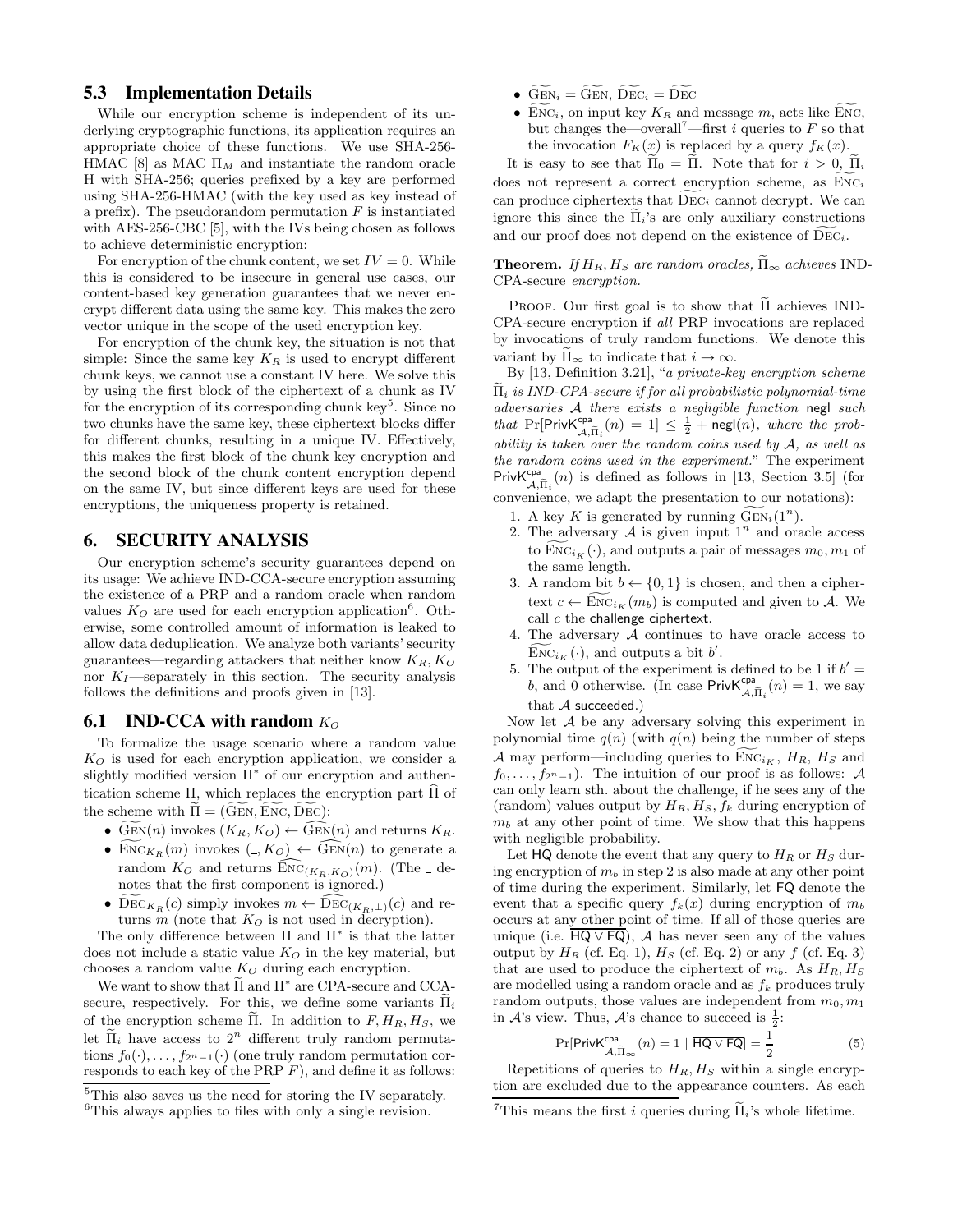### 5.3 Implementation Details

While our encryption scheme is independent of its underlying cryptographic functions, its application requires an appropriate choice of these functions. We use SHA-256-HMAC [8] as MAC $\Pi_M$ and instantiate the random oracle H with SHA-256; queries prefixed by a key are performed using SHA-256-HMAC (with the key used as key instead of a prefix). The pseudorandom permutation $F$ is instantiated with AES-256-CBC [5], with the IVs being chosen as follows to achieve deterministic encryption:

For encryption of the chunk content, we set $IV = 0$. While this is considered to be insecure in general use cases, our content-based key generation guarantees that we never encrypt different data using the same key. This makes the zero vector unique in the scope of the used encryption key.

For encryption of the chunk key, the situation is not that simple: Since the same key $K_R$ is used to encrypt different chunk keys, we cannot use a constant IV here. We solve this by using the first block of the ciphertext of a chunk as IV for the encryption of its corresponding chunk key[5]. Since no two chunks have the same key, these ciphertext blocks differ for different chunks, resulting in a unique IV. Effectively, this makes the first block of the chunk key encryption and the second block of the chunk content encryption depend on the same IV, but since different keys are used for these encryptions, the uniqueness property is retained.

## 6. SECURITY ANALYSIS

Our encryption scheme's security guarantees depend on its usage: We achieve IND-CCA-secure encryption assuming the existence of a PRP and a random oracle when random values $K_O$ are used for each encryption application[6]. Otherwise, some controlled amount of information is leaked to allow data deduplication. We analyze both variants' security guarantees—regarding attackers that neither know $K_R, K_O$ nor $K_I$—separately in this section. The security analysis follows the definitions and proofs given in [13].

### 6.1 IND-CCA with random $K_O$

To formalize the usage scenario where a random value $K_O$ is used for each encryption application, we consider a slightly modified version $\Pi^*$ of our encryption and authentication scheme $\Pi$, which replaces the encryption part $\widehat{\Pi}$ of the scheme with $\widetilde{\Pi} = (\widetilde{\text{GEN}}, \widetilde{\text{ENC}}, \widetilde{\text{DEC}})$:

- $\widetilde{\text{GEN}}(n)$ invokes $(K_R, K_O) \leftarrow \widehat{\text{GEN}}(n)$ and returns $K_R$.
- $\widetilde{\text{ENC}}_{K_R}(m)$ invokes $(\_, K_O) \leftarrow \widehat{\text{GEN}}(n)$ to generate a random $K_O$ and returns $\widehat{\text{ENC}}_{(K_R,K_O)}(m)$. (The $\_$ denotes that the first component is ignored.)
- $\widetilde{\text{DEC}}_{K_R}(c)$ simply invokes $m \leftarrow \widehat{\text{DEC}}_{(K_R,\perp)}(c)$ and returns $m$ (note that $K_O$ is not used in decryption).

The only difference between $\Pi$ and $\Pi^*$ is that the latter does not include a static value $K_O$ in the key material, but chooses a random value $K_O$ during each encryption.

We want to show that $\widetilde{\Pi}$ and $\Pi^*$ are CPA-secure and CCA-secure, respectively. For this, we define some variants $\widetilde{\Pi}_i$ of the encryption scheme $\widetilde{\Pi}$. In addition to $F, H_R, H_S$, we let $\widetilde{\Pi}_i$ have access to $2^n$ different truly random permutations $f_0(\cdot), \dots, f_{2^n-1}(\cdot)$ (one truly random permutation corresponds to each key of the PRP $F$), and define it as follows:

- $\widetilde{\text{GEN}}_i = \widetilde{\text{GEN}}$, $\widetilde{\text{DEC}}_i = \widetilde{\text{DEC}}$
- $\widetilde{\text{ENC}}_i$, on input key $K_R$ and message $m$, acts like $\widetilde{\text{ENC}}$, but changes the—overall[7]—first $i$ queries to $F$ so that the invocation $F_K(x)$ is replaced by a query $f_K(x)$.

It is easy to see that $\widetilde{\Pi}_0 = \widetilde{\Pi}$. Note that for $i > 0$, $\widetilde{\Pi}_i$ does not represent a correct encryption scheme, as $\widetilde{\text{ENC}}_i$ can produce ciphertexts that $\widetilde{\text{DEC}}_i$ cannot decrypt. We can ignore this since the $\widetilde{\Pi}_i$'s are only auxiliary constructions and our proof does not depend on the existence of $\widetilde{\text{DEC}}_i$.

**Theorem.** *If $H_R, H_S$ are random oracles, $\widetilde{\Pi}_\infty$ achieves IND-CPA-secure encryption.*

PROOF. Our first goal is to show that $\widetilde{\Pi}$ achieves IND-CPA-secure encryption if *all* PRP invocations are replaced by invocations of truly random functions. We denote this variant by $\widetilde{\Pi}_\infty$ to indicate that $i \to \infty$.

By [13, Definition 3.21], "*a private-key encryption scheme $\widetilde{\Pi}_i$ is IND-CPA-secure if for all probabilistic polynomial-time adversaries $\mathcal{A}$ there exists a negligible function* negl *such that* $\Pr[\mathsf{PrivK}^{\mathsf{cpa}}_{\mathcal{A},\widetilde{\Pi}_i}(n) = 1] \leq \frac{1}{2} + \mathsf{negl}(n)$, *where the probability is taken over the random coins used by $\mathcal{A}$, as well as the random coins used in the experiment.*" The experiment $\mathsf{PrivK}^{\mathsf{cpa}}_{\mathcal{A},\widetilde{\Pi}_i}(n)$ is defined as follows in [13, Section 3.5] (for convenience, we adapt the presentation to our notations):

1. A key $K$ is generated by running $\widetilde{\text{GEN}}_i(1^n)$.
2. The adversary $\mathcal{A}$ is given input $1^n$ and oracle access to $\widetilde{\text{ENC}}_{i_K}(\cdot)$, and outputs a pair of messages $m_0, m_1$ of the same length.
3. A random bit $b \leftarrow \{0, 1\}$ is chosen, and then a ciphertext $c \leftarrow \widetilde{\text{ENC}}_{i_K}(m_b)$ is computed and given to $\mathcal{A}$. We call $c$ the challenge ciphertext.
4. The adversary $\mathcal{A}$ continues to have oracle access to $\widetilde{\text{ENC}}_{i_K}(\cdot)$, and outputs a bit $b'$.
5. The output of the experiment is defined to be 1 if $b' = b$, and 0 otherwise. (In case $\mathsf{PrivK}^{\mathsf{cpa}}_{\mathcal{A},\widetilde{\Pi}_i}(n) = 1$, we say that $\mathcal{A}$ succeeded.)

Now let $\mathcal{A}$ be any adversary solving this experiment in polynomial time $q(n)$ (with $q(n)$ being the number of steps $\mathcal{A}$ may perform—including queries to $\widetilde{\text{ENC}}_{i_K}$, $H_R$, $H_S$ and $f_0, \dots, f_{2^n-1}$). The intuition of our proof is as follows: $\mathcal{A}$ can only learn sth. about the challenge, if he sees any of the (random) values output by $H_R, H_S, f_k$ during encryption of $m_b$ at any other point of time. We show that this happens with negligible probability.

Let $\mathsf{HQ}$ denote the event that any query to $H_R$ or $H_S$ during encryption of $m_b$ in step 2 is also made at any other point of time during the experiment. Similarly, let $\mathsf{FQ}$ denote the event that a specific query $f_k(x)$ during encryption of $m_b$ occurs at any other point of time. If all of those queries are unique (i.e. $\overline{\mathsf{HQ} \vee \mathsf{FQ}}$), $\mathcal{A}$ has never seen any of the values output by $H_R$ (cf. Eq. 1), $H_S$ (cf. Eq. 2) or any $f$ (cf. Eq. 3) that are used to produce the ciphertext of $m_b$. As $H_R, H_S$ are modelled using a random oracle and as $f_k$ produces truly random outputs, those values are independent from $m_0, m_1$ in $\mathcal{A}$'s view. Thus, $\mathcal{A}$'s chance to succeed is $\frac{1}{2}$:

$$\Pr[\mathsf{PrivK}^{\mathsf{cpa}}_{\mathcal{A},\widetilde{\Pi}_\infty}(n) = 1 \mid \overline{\mathsf{HQ} \vee \mathsf{FQ}}] = \frac{1}{2} \tag{5}$$

Repetitions of queries to $H_R, H_S$ within a single encryption are excluded due to the appearance counters. As each

[5] This also saves us the need for storing the IV separately.

[6] This always applies to files with only a single revision.

[7] This means the first $i$ queries during $\widetilde{\Pi}_i$'s whole lifetime.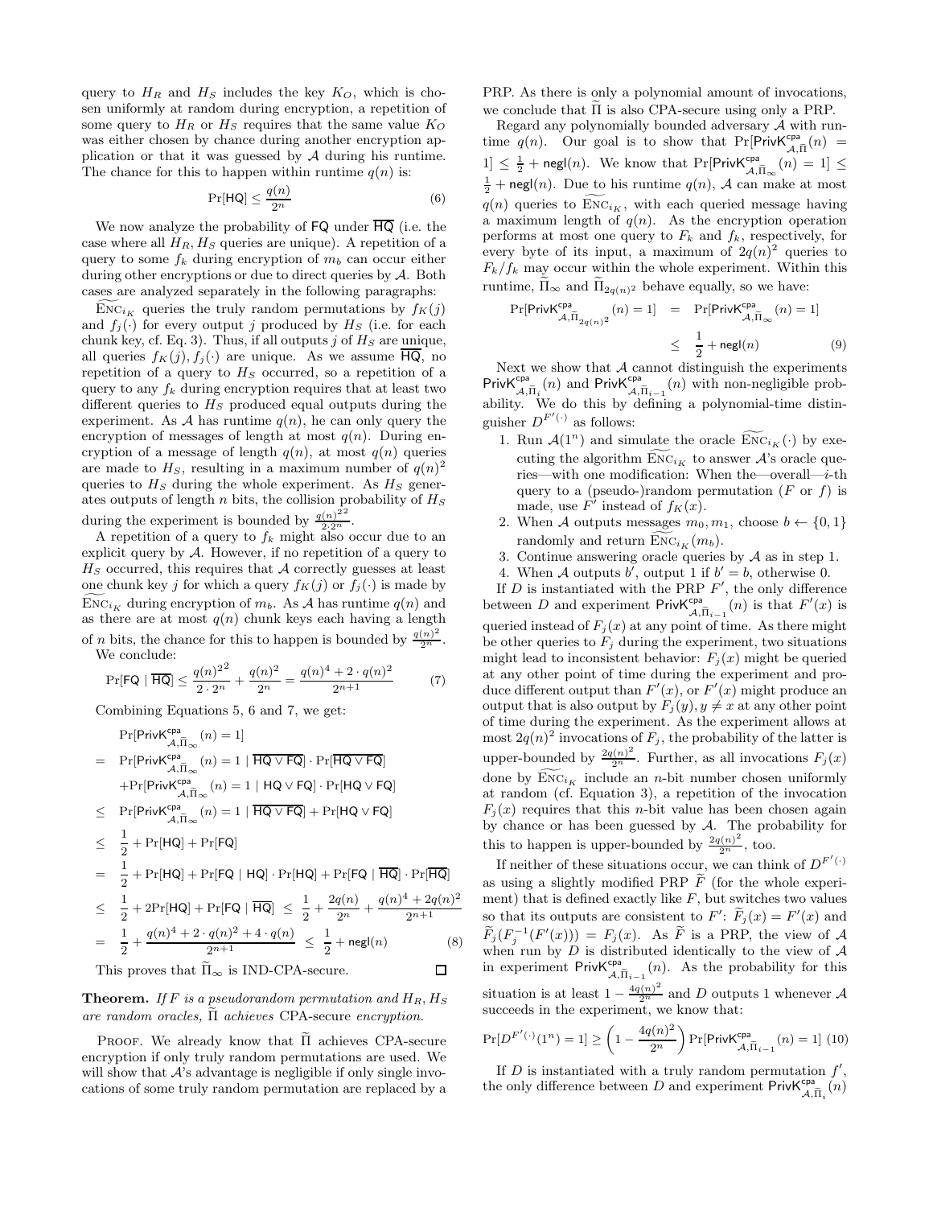query to $H_R$ and $H_S$ includes the key $K_O$, which is chosen uniformly at random during encryption, a repetition of some query to $H_R$ or $H_S$ requires that the same value $K_O$ was either chosen by chance during another encryption application or that it was guessed by $\mathcal{A}$ during his runtime. The chance for this to happen within runtime $q(n)$ is:

$$\Pr[\mathsf{HQ}] \leq \frac{q(n)}{2^n} \tag{6}$$

We now analyze the probability of $\mathsf{FQ}$ under $\overline{\mathsf{HQ}}$ (i.e. the case where all $H_R, H_S$ queries are unique). A repetition of a query to some $f_k$ during encryption of $m_b$ can occur either during other encryptions or due to direct queries by $\mathcal{A}$. Both cases are analyzed separately in the following paragraphs:

$\widetilde{\text{Enc}}_{i_K}$ queries the truly random permutations by $f_K(j)$ and $f_j(\cdot)$ for every output $j$ produced by $H_S$ (i.e. for each chunk key, cf. Eq. 3). Thus, if all outputs $j$ of $H_S$ are unique, all queries $f_K(j), f_j(\cdot)$ are unique. As we assume $\overline{\mathsf{HQ}}$, no repetition of a query to $H_S$ occurred, so a repetition of a query to any $f_k$ during encryption requires that at least two different queries to $H_S$ produced equal outputs during the experiment. As $\mathcal{A}$ has runtime $q(n)$, he can only query the encryption of messages of length at most $q(n)$. During encryption of a message of length $q(n)$, at most $q(n)$ queries are made to $H_S$, resulting in a maximum number of $q(n)^2$ queries to $H_S$ during the whole experiment. As $H_S$ generates outputs of length $n$ bits, the collision probability of $H_S$ during the experiment is bounded by $\frac{{q(n)^2}^2}{2 \cdot 2^n}$.

A repetition of a query to $f_k$ might also occur due to an explicit query by $\mathcal{A}$. However, if no repetition of a query to $H_S$ occurred, this requires that $\mathcal{A}$ correctly guesses at least one chunk key $j$ for which a query $f_K(j)$ or $f_j(\cdot)$ is made by $\widetilde{\text{Enc}}_{i_K}$ during encryption of $m_b$. As $\mathcal{A}$ has runtime $q(n)$ and as there are at most $q(n)$ chunk keys each having a length of $n$ bits, the chance for this to happen is bounded by $\frac{q(n)^2}{2^n}$. We conclude:

$$\Pr[\mathsf{FQ} \mid \overline{\mathsf{HQ}}] \leq \frac{{q(n)^2}^2}{2 \cdot 2^n} + \frac{q(n)^2}{2^n} = \frac{q(n)^4 + 2 \cdot q(n)^2}{2^{n+1}} \tag{7}$$

Combining Equations 5, 6 and 7, we get:

$$\begin{aligned}
& \Pr[\mathsf{PrivK}^{\mathsf{cpa}}_{\mathcal{A},\widetilde{\Pi}_\infty}(n) = 1] \\
= \; & \Pr[\mathsf{PrivK}^{\mathsf{cpa}}_{\mathcal{A},\widetilde{\Pi}_\infty}(n) = 1 \mid \overline{\mathsf{HQ} \vee \mathsf{FQ}}] \cdot \Pr[\overline{\mathsf{HQ} \vee \mathsf{FQ}}] \\
& + \Pr[\mathsf{PrivK}^{\mathsf{cpa}}_{\mathcal{A},\widetilde{\Pi}_\infty}(n) = 1 \mid \mathsf{HQ} \vee \mathsf{FQ}] \cdot \Pr[\mathsf{HQ} \vee \mathsf{FQ}] \\
\leq \; & \Pr[\mathsf{PrivK}^{\mathsf{cpa}}_{\mathcal{A},\widetilde{\Pi}_\infty}(n) = 1 \mid \overline{\mathsf{HQ} \vee \mathsf{FQ}}] + \Pr[\mathsf{HQ} \vee \mathsf{FQ}] \\
\leq \; & \frac{1}{2} + \Pr[\mathsf{HQ}] + \Pr[\mathsf{FQ}] \\
= \; & \frac{1}{2} + \Pr[\mathsf{HQ}] + \Pr[\mathsf{FQ} \mid \mathsf{HQ}] \cdot \Pr[\mathsf{HQ}] + \Pr[\mathsf{FQ} \mid \overline{\mathsf{HQ}}] \cdot \Pr[\overline{\mathsf{HQ}}] \\
\leq \; & \frac{1}{2} + 2\Pr[\mathsf{HQ}] + \Pr[\mathsf{FQ} \mid \overline{\mathsf{HQ}}] \;\leq\; \frac{1}{2} + \frac{2q(n)}{2^n} + \frac{q(n)^4 + 2q(n)^2}{2^{n+1}} \\
= \; & \frac{1}{2} + \frac{q(n)^4 + 2 \cdot q(n)^2 + 4 \cdot q(n)}{2^{n+1}} \;\leq\; \frac{1}{2} + \mathsf{negl}(n)
\end{aligned} \tag{8}$$

This proves that $\widetilde{\Pi}_\infty$ is IND-CPA-secure. ☐

**Theorem.** *If $F$ is a pseudorandom permutation and $H_R, H_S$ are random oracles, $\widetilde{\Pi}$ achieves* CPA*-secure encryption.*

Proof. We already know that $\widetilde{\Pi}$ achieves CPA-secure encryption if only truly random permutations are used. We will show that $\mathcal{A}$'s advantage is negligible if only single invocations of some truly random permutation are replaced by a PRP. As there is only a polynomial amount of invocations, we conclude that $\widetilde{\Pi}$ is also CPA-secure using only a PRP.

Regard any polynomially bounded adversary $\mathcal{A}$ with runtime $q(n)$. Our goal is to show that $\Pr[\mathsf{PrivK}^{\mathsf{cpa}}_{\mathcal{A},\widetilde{\Pi}}(n) = 1] \leq \frac{1}{2} + \mathsf{negl}(n)$. We know that $\Pr[\mathsf{PrivK}^{\mathsf{cpa}}_{\mathcal{A},\widetilde{\Pi}_\infty}(n) = 1] \leq \frac{1}{2} + \mathsf{negl}(n)$. Due to his runtime $q(n)$, $\mathcal{A}$ can make at most $q(n)$ queries to $\widetilde{\text{Enc}}_{i_K}$, with each queried message having a maximum length of $q(n)$. As the encryption operation performs at most one query to $F_k$ and $f_k$, respectively, for every byte of its input, a maximum of $2q(n)^2$ queries to $F_k/f_k$ may occur within the whole experiment. Within this runtime, $\widetilde{\Pi}_\infty$ and $\widetilde{\Pi}_{2q(n)^2}$ behave equally, so we have:

$$\begin{aligned}
\Pr[\mathsf{PrivK}^{\mathsf{cpa}}_{\mathcal{A},\widetilde{\Pi}_{2q(n)^2}}(n) = 1] &= \Pr[\mathsf{PrivK}^{\mathsf{cpa}}_{\mathcal{A},\widetilde{\Pi}_\infty}(n) = 1] \\
&\leq \frac{1}{2} + \mathsf{negl}(n)
\end{aligned} \tag{9}$$

Next we show that $\mathcal{A}$ cannot distinguish the experiments $\mathsf{PrivK}^{\mathsf{cpa}}_{\mathcal{A},\widetilde{\Pi}_i}(n)$ and $\mathsf{PrivK}^{\mathsf{cpa}}_{\mathcal{A},\widetilde{\Pi}_{i-1}}(n)$ with non-negligible probability. We do this by defining a polynomial-time distinguisher $D^{F'(\cdot)}$ as follows:

1. Run $\mathcal{A}(1^n)$ and simulate the oracle $\widetilde{\text{Enc}}_{i_K}(\cdot)$ by executing the algorithm $\widetilde{\text{Enc}}_{i_K}$ to answer $\mathcal{A}$'s oracle queries—with one modification: When the—overall—$i$-th query to a (pseudo-)random permutation ($F$ or $f$) is made, use $F'$ instead of $f_K(x)$.
2. When $\mathcal{A}$ outputs messages $m_0, m_1$, choose $b \leftarrow \{0,1\}$ randomly and return $\widetilde{\text{Enc}}_{i_K}(m_b)$.
3. Continue answering oracle queries by $\mathcal{A}$ as in step 1.
4. When $\mathcal{A}$ outputs $b'$, output 1 if $b' = b$, otherwise 0.

If $D$ is instantiated with the PRP $F'$, the only difference between $D$ and experiment $\mathsf{PrivK}^{\mathsf{cpa}}_{\mathcal{A},\widetilde{\Pi}_{i-1}}(n)$ is that $F'(x)$ is queried instead of $F_j(x)$ at any point of time. As there might be other queries to $F_j$ during the experiment, two situations might lead to inconsistent behavior: $F_j(x)$ might be queried at any other point of time during the experiment and produce different output than $F'(x)$, or $F'(x)$ might produce an output that is also output by $F_j(y), y \neq x$ at any other point of time during the experiment. As the experiment allows at most $2q(n)^2$ invocations of $F_j$, the probability of the latter is upper-bounded by $\frac{2q(n)^2}{2^n}$. Further, as all invocations $F_j(x)$ done by $\widetilde{\text{Enc}}_{i_K}$ include an $n$-bit number chosen uniformly at random (cf. Equation 3), a repetition of the invocation $F_j(x)$ requires that this $n$-bit value has been chosen again by chance or has been guessed by $\mathcal{A}$. The probability for this to happen is upper-bounded by $\frac{2q(n)^2}{2^n}$, too.

If neither of these situations occur, we can think of $D^{F'(\cdot)}$ as using a slightly modified PRP $\widetilde{F}$ (for the whole experiment) that is defined exactly like $F$, but switches two values so that its outputs are consistent to $F'$: $\widetilde{F}_j(x) = F'(x)$ and $\widetilde{F}_j(F_j^{-1}(F'(x))) = F_j(x)$. As $\widetilde{F}$ is a PRP, the view of $\mathcal{A}$ when run by $D$ is distributed identically to the view of $\mathcal{A}$ in experiment $\mathsf{PrivK}^{\mathsf{cpa}}_{\mathcal{A},\widetilde{\Pi}_{i-1}}(n)$. As the probability for this situation is at least $1 - \frac{4q(n)^2}{2^n}$ and $D$ outputs 1 whenever $\mathcal{A}$ succeeds in the experiment, we know that:

$$\Pr[D^{F'(\cdot)}(1^n) = 1] \geq \left(1 - \frac{4q(n)^2}{2^n}\right) \Pr[\mathsf{PrivK}^{\mathsf{cpa}}_{\mathcal{A},\widetilde{\Pi}_{i-1}}(n) = 1] \tag{10}$$

If $D$ is instantiated with a truly random permutation $f'$, the only difference between $D$ and experiment $\mathsf{PrivK}^{\mathsf{cpa}}_{\mathcal{A},\widetilde{\Pi}_i}(n)$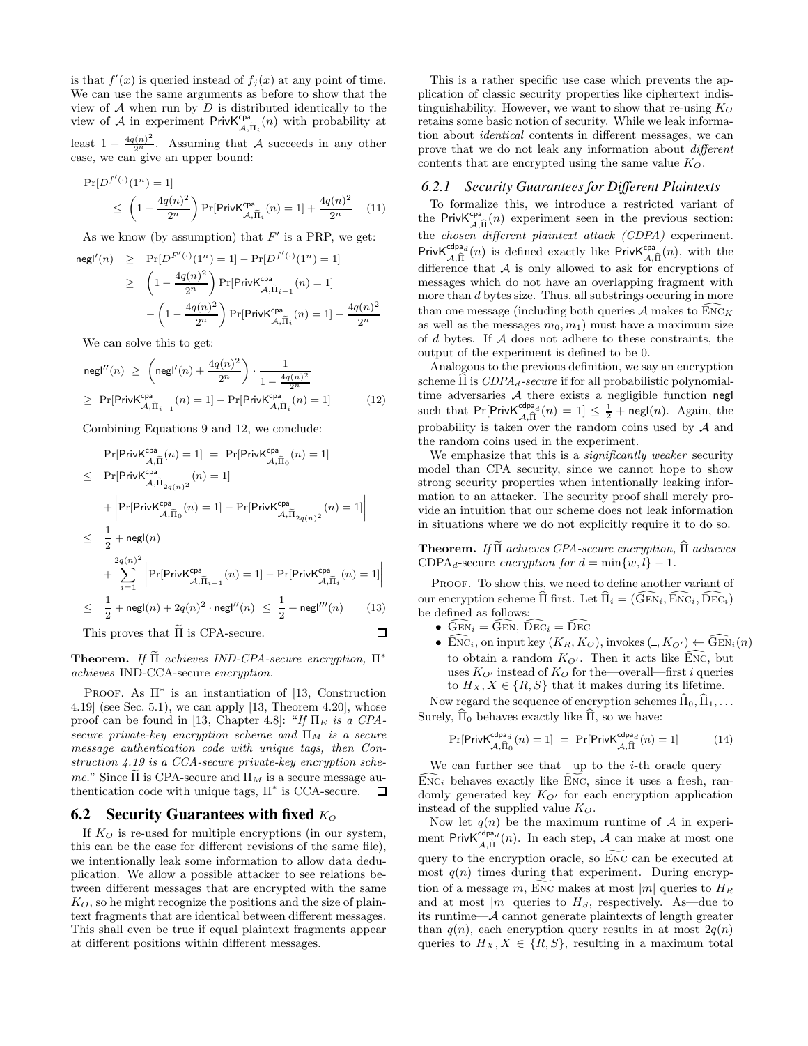is that $f'(x)$ is queried instead of $f_j(x)$ at any point of time. We can use the same arguments as before to show that the view of $\mathcal{A}$ when run by $D$ is distributed identically to the view of $\mathcal{A}$ in experiment $\mathsf{PrivK}^{\mathsf{cpa}}_{\mathcal{A},\widetilde{\Pi}_i}(n)$ with probability at least $1 - \frac{4q(n)^2}{2^n}$. Assuming that $\mathcal{A}$ succeeds in any other case, we can give an upper bound:

$$\Pr[D^{f'(\cdot)}(1^n) = 1] \leq \left(1 - \frac{4q(n)^2}{2^n}\right) \Pr[\mathsf{PrivK}^{\mathsf{cpa}}_{\mathcal{A},\widetilde{\Pi}_i}(n) = 1] + \frac{4q(n)^2}{2^n} \quad (11)$$

As we know (by assumption) that $F'$ is a PRP, we get:

$$\begin{aligned}
\mathsf{negl}'(n) &\geq \Pr[D^{F'(\cdot)}(1^n) = 1] - \Pr[D^{f'(\cdot)}(1^n) = 1] \\
&\geq \left(1 - \frac{4q(n)^2}{2^n}\right) \Pr[\mathsf{PrivK}^{\mathsf{cpa}}_{\mathcal{A},\widetilde{\Pi}_{i-1}}(n) = 1] \\
&\quad - \left(1 - \frac{4q(n)^2}{2^n}\right) \Pr[\mathsf{PrivK}^{\mathsf{cpa}}_{\mathcal{A},\widetilde{\Pi}_i}(n) = 1] - \frac{4q(n)^2}{2^n}
\end{aligned}$$

We can solve this to get:

$$\begin{aligned}
\mathsf{negl}''(n) &\geq \left(\mathsf{negl}'(n) + \frac{4q(n)^2}{2^n}\right) \cdot \frac{1}{1 - \frac{4q(n)^2}{2^n}} \\
&\geq \Pr[\mathsf{PrivK}^{\mathsf{cpa}}_{\mathcal{A},\widetilde{\Pi}_{i-1}}(n) = 1] - \Pr[\mathsf{PrivK}^{\mathsf{cpa}}_{\mathcal{A},\widetilde{\Pi}_i}(n) = 1] \quad (12)
\end{aligned}$$

Combining Equations 9 and 12, we conclude:

$$\begin{aligned}
&\Pr[\mathsf{PrivK}^{\mathsf{cpa}}_{\mathcal{A},\widetilde{\Pi}}(n) = 1] = \Pr[\mathsf{PrivK}^{\mathsf{cpa}}_{\mathcal{A},\widetilde{\Pi}_0}(n) = 1] \\
\leq\ &\Pr[\mathsf{PrivK}^{\mathsf{cpa}}_{\mathcal{A},\widetilde{\Pi}_{2q(n)^2}}(n) = 1] \\
&+ \left|\Pr[\mathsf{PrivK}^{\mathsf{cpa}}_{\mathcal{A},\widetilde{\Pi}_0}(n) = 1] - \Pr[\mathsf{PrivK}^{\mathsf{cpa}}_{\mathcal{A},\widetilde{\Pi}_{2q(n)^2}}(n) = 1]\right| \\
\leq\ &\frac{1}{2} + \mathsf{negl}(n) \\
&+ \sum_{i=1}^{2q(n)^2} \left|\Pr[\mathsf{PrivK}^{\mathsf{cpa}}_{\mathcal{A},\widetilde{\Pi}_{i-1}}(n) = 1] - \Pr[\mathsf{PrivK}^{\mathsf{cpa}}_{\mathcal{A},\widetilde{\Pi}_i}(n) = 1]\right| \\
\leq\ &\frac{1}{2} + \mathsf{negl}(n) + 2q(n)^2 \cdot \mathsf{negl}''(n) \leq \frac{1}{2} + \mathsf{negl}'''(n) \quad (13)
\end{aligned}$$

This proves that $\widetilde{\Pi}$ is CPA-secure. □

**Theorem.** *If $\widetilde{\Pi}$ achieves IND-CPA-secure encryption, $\Pi^*$ achieves* IND-CCA-secure *encryption.*

Proof. As $\Pi^*$ is an instantiation of [13, Construction 4.19] (see Sec. 5.1), we can apply [13, Theorem 4.20], whose proof can be found in [13, Chapter 4.8]: "*If $\Pi_E$ is a CPA-secure private-key encryption scheme and $\Pi_M$ is a secure message authentication code with unique tags, then Construction 4.19 is a CCA-secure private-key encryption scheme.*" Since $\widetilde{\Pi}$ is CPA-secure and $\Pi_M$ is a secure message authentication code with unique tags, $\Pi^*$ is CCA-secure. □

## 6.2 Security Guarantees with fixed $K_O$

If $K_O$ is re-used for multiple encryptions (in our system, this can be the case for different revisions of the same file), we intentionally leak some information to allow data deduplication. We allow a possible attacker to see relations between different messages that are encrypted with the same $K_O$, so he might recognize the positions and the size of plaintext fragments that are identical between different messages. This shall even be true if equal plaintext fragments appear at different positions within different messages.

This is a rather specific use case which prevents the application of classic security properties like ciphertext indistinguishability. However, we want to show that re-using $K_O$ retains some basic notion of security. While we leak information about *identical* contents in different messages, we can prove that we do not leak any information about *different* contents that are encrypted using the same value $K_O$.

### 6.2.1 Security Guarantees for Different Plaintexts

To formalize this, we introduce a restricted variant of the $\mathsf{PrivK}^{\mathsf{cpa}}_{\mathcal{A},\widehat{\Pi}}(n)$ experiment seen in the previous section: the *chosen different plaintext attack (CDPA)* experiment. $\mathsf{PrivK}^{\mathsf{cdpa}_d}_{\mathcal{A},\widehat{\Pi}}(n)$ is defined exactly like $\mathsf{PrivK}^{\mathsf{cpa}}_{\mathcal{A},\widehat{\Pi}}(n)$, with the difference that $\mathcal{A}$ is only allowed to ask for encryptions of messages which do not have an overlapping fragment with more than $d$ bytes size. Thus, all substrings occuring in more than one message (including both queries $\mathcal{A}$ makes to $\widehat{\mathrm{Enc}}_K$ as well as the messages $m_0, m_1$) must have a maximum size of $d$ bytes. If $\mathcal{A}$ does not adhere to these constraints, the output of the experiment is defined to be 0.

Analogous to the previous definition, we say an encryption scheme $\widehat{\Pi}$ is *CDPA$_d$-secure* if for all probabilistic polynomial-time adversaries $\mathcal{A}$ there exists a negligible function $\mathsf{negl}$ such that $\Pr[\mathsf{PrivK}^{\mathsf{cdpa}_d}_{\mathcal{A},\widehat{\Pi}}(n) = 1] \leq \frac{1}{2} + \mathsf{negl}(n)$. Again, the probability is taken over the random coins used by $\mathcal{A}$ and the random coins used in the experiment.

We emphasize that this is a *significantly weaker* security model than CPA security, since we cannot hope to show strong security properties when intentionally leaking information to an attacker. The security proof shall merely provide an intuition that our scheme does not leak information in situations where we do not explicitly require it to do so.

**Theorem.** *If $\widetilde{\Pi}$ achieves CPA-secure encryption, $\widehat{\Pi}$ achieves* CDPA$_d$-secure *encryption for $d = \min\{w, l\} - 1$.*

Proof. To show this, we need to define another variant of our encryption scheme $\widehat{\Pi}$ first. Let $\widehat{\Pi}_i = (\widehat{\mathrm{Gen}}_i, \widehat{\mathrm{Enc}}_i, \widehat{\mathrm{Dec}}_i)$ be defined as follows:

- $\widehat{\mathrm{Gen}}_i = \widehat{\mathrm{Gen}}$, $\widehat{\mathrm{Dec}}_i = \widehat{\mathrm{Dec}}$
- $\widehat{\mathrm{Enc}}_i$, on input key $(K_R, K_O)$, invokes $(\_, K_{O'}) \leftarrow \widehat{\mathrm{Gen}}_i(n)$ to obtain a random $K_{O'}$. Then it acts like $\widehat{\mathrm{Enc}}$, but uses $K_{O'}$ instead of $K_O$ for the—overall—first $i$ queries to $H_X, X \in \{R, S\}$ that it makes during its lifetime.

Now regard the sequence of encryption schemes $\widehat{\Pi}_0, \widehat{\Pi}_1, \ldots$ Surely, $\widehat{\Pi}_0$ behaves exactly like $\widehat{\Pi}$, so we have:

$$\Pr[\mathsf{PrivK}^{\mathsf{cdpa}_d}_{\mathcal{A},\widehat{\Pi}_0}(n) = 1] = \Pr[\mathsf{PrivK}^{\mathsf{cdpa}_d}_{\mathcal{A},\widehat{\Pi}}(n) = 1] \quad (14)$$

We can further see that—up to the $i$-th oracle query—$\widetilde{\mathrm{Enc}}_i$ behaves exactly like $\widetilde{\mathrm{Enc}}$, since it uses a fresh, randomly generated key $K_{O'}$ for each encryption application instead of the supplied value $K_O$.

Now let $q(n)$ be the maximum runtime of $\mathcal{A}$ in experiment $\mathsf{PrivK}^{\mathsf{cdpa}_d}_{\mathcal{A},\widehat{\Pi}}(n)$. In each step, $\mathcal{A}$ can make at most one query to the encryption oracle, so $\widetilde{\mathrm{Enc}}$ can be executed at most $q(n)$ times during that experiment. During encryption of a message $m$, $\widetilde{\mathrm{Enc}}$ makes at most $|m|$ queries to $H_R$ and at most $|m|$ queries to $H_S$, respectively. As—due to its runtime—$\mathcal{A}$ cannot generate plaintexts of length greater than $q(n)$, each encryption query results in at most $2q(n)$ queries to $H_X, X \in \{R, S\}$, resulting in a maximum total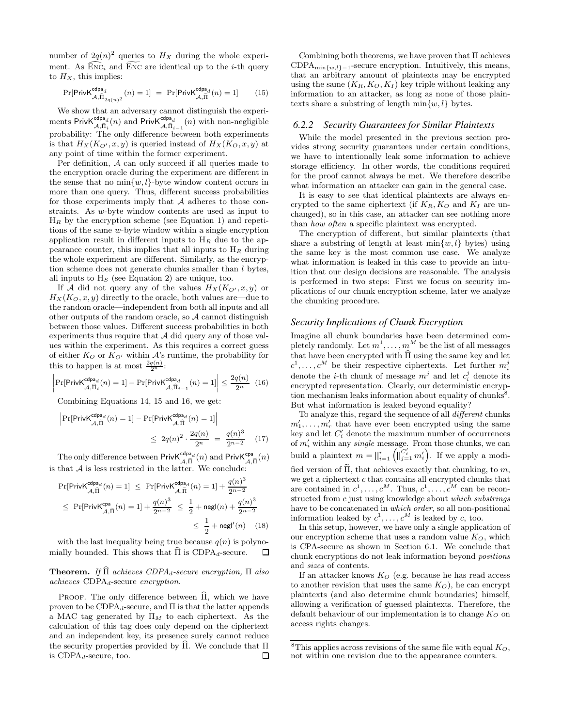number of $2q(n)^2$ queries to $H_X$ during the whole experiment. As $\widetilde{\text{ENC}}_i$ and $\widetilde{\text{ENC}}$ are identical up to the $i$-th query to $H_X$, this implies:

$$\Pr[\mathsf{PrivK}^{\mathsf{cdpa}_d}_{\mathcal{A},\widehat{\Pi}_{2q(n)^2}}(n) = 1] \; = \; \Pr[\mathsf{PrivK}^{\mathsf{cdpa}_d}_{\mathcal{A},\widehat{\Pi}}(n) = 1] \qquad (15)$$

We show that an adversary cannot distinguish the experiments $\mathsf{PrivK}^{\mathsf{cdpa}_d}_{\mathcal{A},\widehat{\Pi}_i}(n)$ and $\mathsf{PrivK}^{\mathsf{cdpa}_d}_{\mathcal{A},\widehat{\Pi}_{i-1}}(n)$ with non-negligible probability: The only difference between both experiments is that $H_X(K_{O'}, x, y)$ is queried instead of $H_X(K_O, x, y)$ at any point of time within the former experiment.

Per definition, $\mathcal{A}$ can only succeed if all queries made to the encryption oracle during the experiment are different in the sense that no $\min\{w, l\}$-byte window content occurs in more than one query. Thus, different success probabilities for those experiments imply that $\mathcal{A}$ adheres to those constraints. As $w$-byte window contents are used as input to $\text{H}_R$ by the encryption scheme (see Equation 1) and repetitions of the same $w$-byte window within a single encryption application result in different inputs to $\text{H}_R$ due to the appearance counter, this implies that all inputs to $\text{H}_R$ during the whole experiment are different. Similarly, as the encryption scheme does not generate chunks smaller than $l$ bytes, all inputs to $\text{H}_S$ (see Equation 2) are unique, too.

If $\mathcal{A}$ did not query any of the values $H_X(K_{O'}, x, y)$ or $H_X(K_O, x, y)$ directly to the oracle, both values are—due to the random oracle—independent from both all inputs and all other outputs of the random oracle, so $\mathcal{A}$ cannot distinguish between those values. Different success probabilities in both experiments thus require that $\mathcal{A}$ did query any of those values within the experiment. As this requires a correct guess of either $K_O$ or $K_{O'}$ within $\mathcal{A}$'s runtime, the probability for this to happen is at most $\frac{2q(n)}{2^n}$:

$$\left|\Pr[\mathsf{PrivK}^{\mathsf{cdpa}_d}_{\mathcal{A},\widehat{\Pi}_i}(n) = 1] - \Pr[\mathsf{PrivK}^{\mathsf{cdpa}_d}_{\mathcal{A},\widehat{\Pi}_{i-1}}(n) = 1]\right| \leq \frac{2q(n)}{2^n} \quad (16)$$

Combining Equations 14, 15 and 16, we get:

$$\left|\Pr[\mathsf{PrivK}^{\mathsf{cdpa}_d}_{\mathcal{A},\widehat{\Pi}}(n) = 1] - \Pr[\mathsf{PrivK}^{\mathsf{cdpa}_d}_{\mathcal{A},\widetilde{\Pi}}(n) = 1]\right| \leq \; 2q(n)^2 \cdot \frac{2q(n)}{2^n} \; = \; \frac{q(n)^3}{2^{n-2}} \quad (17)$$

The only difference between $\mathsf{PrivK}^{\mathsf{cdpa}_d}_{\mathcal{A},\widetilde{\Pi}}(n)$ and $\mathsf{PrivK}^{\mathsf{cpa}}_{\mathcal{A},\widetilde{\Pi}}(n)$ is that $\mathcal{A}$ is less restricted in the latter. We conclude:

$$\begin{aligned}
\Pr[\mathsf{PrivK}^{\mathsf{cdpa}_d}_{\mathcal{A},\widehat{\Pi}}(n) = 1] \; &\leq \; \Pr[\mathsf{PrivK}^{\mathsf{cdpa}_d}_{\mathcal{A},\widetilde{\Pi}}(n) = 1] + \frac{q(n)^3}{2^{n-2}} \\
&\leq \; \Pr[\mathsf{PrivK}^{\mathsf{cpa}}_{\mathcal{A},\widetilde{\Pi}}(n) = 1] + \frac{q(n)^3}{2^{n-2}} \; \leq \; \frac{1}{2} + \mathsf{negl}(n) + \frac{q(n)^3}{2^{n-2}} \\
&\leq \; \frac{1}{2} + \mathsf{negl}'(n) \quad (18)
\end{aligned}$$

with the last inequality being true because $q(n)$ is polynomially bounded. This shows that $\widehat{\Pi}$ is CDPA$_d$-secure. ∎

**Theorem.** *If $\widehat{\Pi}$ achieves CDPA$_d$-secure encryption, $\Pi$ also achieves* CDPA$_d$-secure *encryption.*

Proof. The only difference between $\widehat{\Pi}$, which we have proven to be CDPA$_d$-secure, and $\Pi$ is that the latter appends a MAC tag generated by $\Pi_M$ to each ciphertext. As the calculation of this tag does only depend on the ciphertext and an independent key, its presence surely cannot reduce the security properties provided by $\widehat{\Pi}$. We conclude that $\Pi$ is CDPA$_d$-secure, too. ∎

Combining both theorems, we have proven that $\Pi$ achieves CDPA$_{\min\{w,l\}-1}$-secure encryption. Intuitively, this means, that an arbitrary amount of plaintexts may be encrypted using the same $(K_R, K_O, K_I)$ key triple without leaking any information to an attacker, as long as none of those plaintexts share a substring of length $\min\{w, l\}$ bytes.

### 6.2.2 Security Guarantees for Similar Plaintexts

While the model presented in the previous section provides strong security guarantees under certain conditions, we have to intentionally leak some information to achieve storage efficiency. In other words, the conditions required for the proof cannot always be met. We therefore describe what information an attacker can gain in the general case.

It is easy to see that identical plaintexts are always encrypted to the same ciphertext (if $K_R, K_O$ and $K_I$ are unchanged), so in this case, an attacker can see nothing more than *how often* a specific plaintext was encrypted.

The encryption of different, but similar plaintexts (that share a substring of length at least $\min\{w, l\}$ bytes) using the same key is the most common use case. We analyze what information is leaked in this case to provide an intuition that our design decisions are reasonable. The analysis is performed in two steps: First we focus on security implications of our chunk encryption scheme, later we analyze the chunking procedure.

#### Security Implications of Chunk Encryption

Imagine all chunk boundaries have been determined completely randomly. Let $m^1, \ldots, m^M$ be the list of all messages that have been encrypted with $\widehat{\Pi}$ using the same key and let $c^1, \ldots, c^M$ be their respective ciphertexts. Let further $m_i^j$ denote the $i$-th chunk of message $m^j$ and let $c_i^j$ denote its encrypted representation. Clearly, our deterministic encryption mechanism leaks information about equality of chunks[8]. But what information is leaked beyond equality?

To analyze this, regard the sequence of all *different* chunks $m'_1, \ldots, m'_r$ that have ever been encrypted using the same key and let $C'_i$ denote the maximum number of occurrences of $m'_i$ within any *single* message. From those chunks, we can build a plaintext $m = \|_{i=1}^{r} \left(\|_{j=1}^{C'_i} m'_i\right)$. If we apply a modified version of $\widetilde{\Pi}$, that achieves exactly that chunking, to $m$, we get a ciphertext $c$ that contains all encrypted chunks that are contained in $c^1, \ldots, c^M$. Thus, $c^1, \ldots, c^M$ can be reconstructed from $c$ just using knowledge about *which substrings* have to be concatenated in *which order*, so all non-positional information leaked by $c^1, \ldots, c^M$ is leaked by $c$, too.

In this setup, however, we have only a single application of our encryption scheme that uses a random value $K_O$, which is CPA-secure as shown in Section 6.1. We conclude that chunk encryptions do not leak information beyond *positions* and *sizes* of contents.

If an attacker knows $K_O$ (e.g. because he has read access to another revision that uses the same $K_O$), he can encrypt plaintexts (and also determine chunk boundaries) himself, allowing a verification of guessed plaintexts. Therefore, the default behaviour of our implementation is to change $K_O$ on access rights changes.

[8] This applies across revisions of the same file with equal $K_O$, not within one revision due to the appearance counters.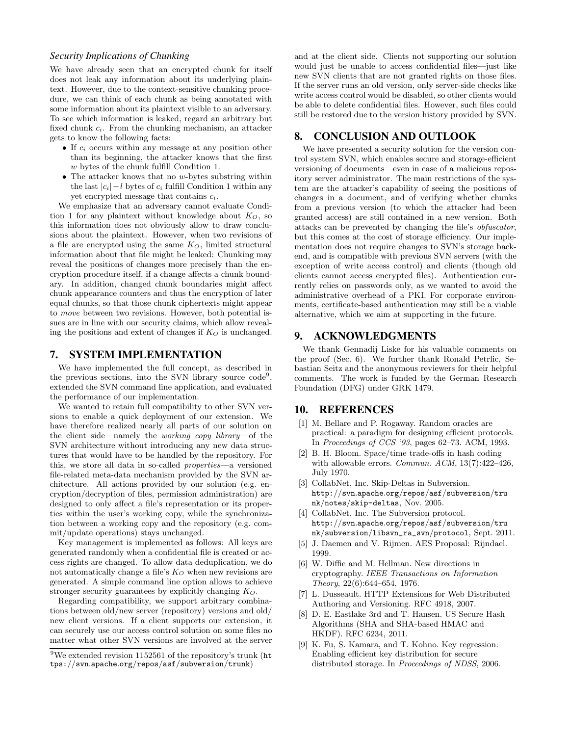### *Security Implications of Chunking*

We have already seen that an encrypted chunk for itself does not leak any information about its underlying plaintext. However, due to the context-sensitive chunking procedure, we can think of each chunk as being annotated with some information about its plaintext visible to an adversary. To see which information is leaked, regard an arbitrary but fixed chunk $c_i$. From the chunking mechanism, an attacker gets to know the following facts:

- If $c_i$ occurs within any message at any position other than its beginning, the attacker knows that the first $w$ bytes of the chunk fulfill Condition 1.
- The attacker knows that no $w$-bytes substring within the last $|c_i| - l$ bytes of $c_i$ fulfill Condition 1 within any yet encrypted message that contains $c_i$.

We emphasize that an adversary cannot evaluate Condition 1 for any plaintext without knowledge about $K_O$, so this information does not obviously allow to draw conclusions about the plaintext. However, when two revisions of a file are encrypted using the same $K_O$, limited structural information about that file might be leaked: Chunking may reveal the positions of changes more precisely than the encryption procedure itself, if a change affects a chunk boundary. In addition, changed chunk boundaries might affect chunk appearance counters and thus the encryption of later equal chunks, so that those chunk ciphertexts might appear to *move* between two revisions. However, both potential issues are in line with our security claims, which allow revealing the positions and extent of changes if $K_O$ is unchanged.

## 7. SYSTEM IMPLEMENTATION

We have implemented the full concept, as described in the previous sections, into the SVN library source code[9], extended the SVN command line application, and evaluated the performance of our implementation.

We wanted to retain full compatibility to other SVN versions to enable a quick deployment of our extension. We have therefore realized nearly all parts of our solution on the client side—namely the *working copy library*—of the SVN architecture without introducing any new data structures that would have to be handled by the repository. For this, we store all data in so-called *properties*—a versioned file-related meta-data mechanism provided by the SVN architecture. All actions provided by our solution (e.g. encryption/decryption of files, permission administration) are designed to only affect a file's representation or its properties within the user's working copy, while the synchronization between a working copy and the repository (e.g. commit/update operations) stays unchanged.

Key management is implemented as follows: All keys are generated randomly when a confidential file is created or access rights are changed. To allow data deduplication, we do not automatically change a file's $K_O$ when new revisions are generated. A simple command line option allows to achieve stronger security guarantees by explicitly changing $K_O$.

Regarding compatibility, we support arbitrary combinations between old/new server (repository) versions and old/new client versions. If a client supports our extension, it can securely use our access control solution on some files no matter what other SVN versions are involved at the server and at the client side. Clients not supporting our solution would just be unable to access confidential files—just like new SVN clients that are not granted rights on those files. If the server runs an old version, only server-side checks like write access control would be disabled, so other clients would be able to delete confidential files. However, such files could still be restored due to the version history provided by SVN.

[9] We extended revision 1152561 of the repository's trunk (`https://svn.apache.org/repos/asf/subversion/trunk`)

## 8. CONCLUSION AND OUTLOOK

We have presented a security solution for the version control system SVN, which enables secure and storage-efficient versioning of documents—even in case of a malicious repository server administrator. The main restrictions of the system are the attacker's capability of seeing the positions of changes in a document, and of verifying whether chunks from a previous version (to which the attacker had been granted access) are still contained in a new version. Both attacks can be prevented by changing the file's *obfuscator*, but this comes at the cost of storage efficiency. Our implementation does not require changes to SVN's storage backend, and is compatible with previous SVN servers (with the exception of write access control) and clients (though old clients cannot access encrypted files). Authentication currently relies on passwords only, as we wanted to avoid the administrative overhead of a PKI. For corporate environments, certificate-based authentication may still be a viable alternative, which we aim at supporting in the future.

## 9. ACKNOWLEDGMENTS

We thank Gennadij Liske for his valuable comments on the proof (Sec. 6). We further thank Ronald Petrlic, Sebastian Seitz and the anonymous reviewers for their helpful comments. The work is funded by the German Research Foundation (DFG) under GRK 1479.

## 10. REFERENCES

[1] M. Bellare and P. Rogaway. Random oracles are practical: a paradigm for designing efficient protocols. In *Proceedings of CCS '93*, pages 62–73. ACM, 1993.

[2] B. H. Bloom. Space/time trade-offs in hash coding with allowable errors. *Commun. ACM*, 13(7):422–426, July 1970.

[3] CollabNet, Inc. Skip-Deltas in Subversion. `http://svn.apache.org/repos/asf/subversion/trunk/notes/skip-deltas`, Nov. 2005.

[4] CollabNet, Inc. The Subversion protocol. `http://svn.apache.org/repos/asf/subversion/trunk/subversion/libsvn_ra_svn/protocol`, Sept. 2011.

[5] J. Daemen and V. Rijmen. AES Proposal: Rijndael. 1999.

[6] W. Diffie and M. Hellman. New directions in cryptography. *IEEE Transactions on Information Theory*, 22(6):644–654, 1976.

[7] L. Dusseault. HTTP Extensions for Web Distributed Authoring and Versioning. RFC 4918, 2007.

[8] D. E. Eastlake 3rd and T. Hansen. US Secure Hash Algorithms (SHA and SHA-based HMAC and HKDF). RFC 6234, 2011.

[9] K. Fu, S. Kamara, and T. Kohno. Key regression: Enabling efficient key distribution for secure distributed storage. In *Proceedings of NDSS*, 2006.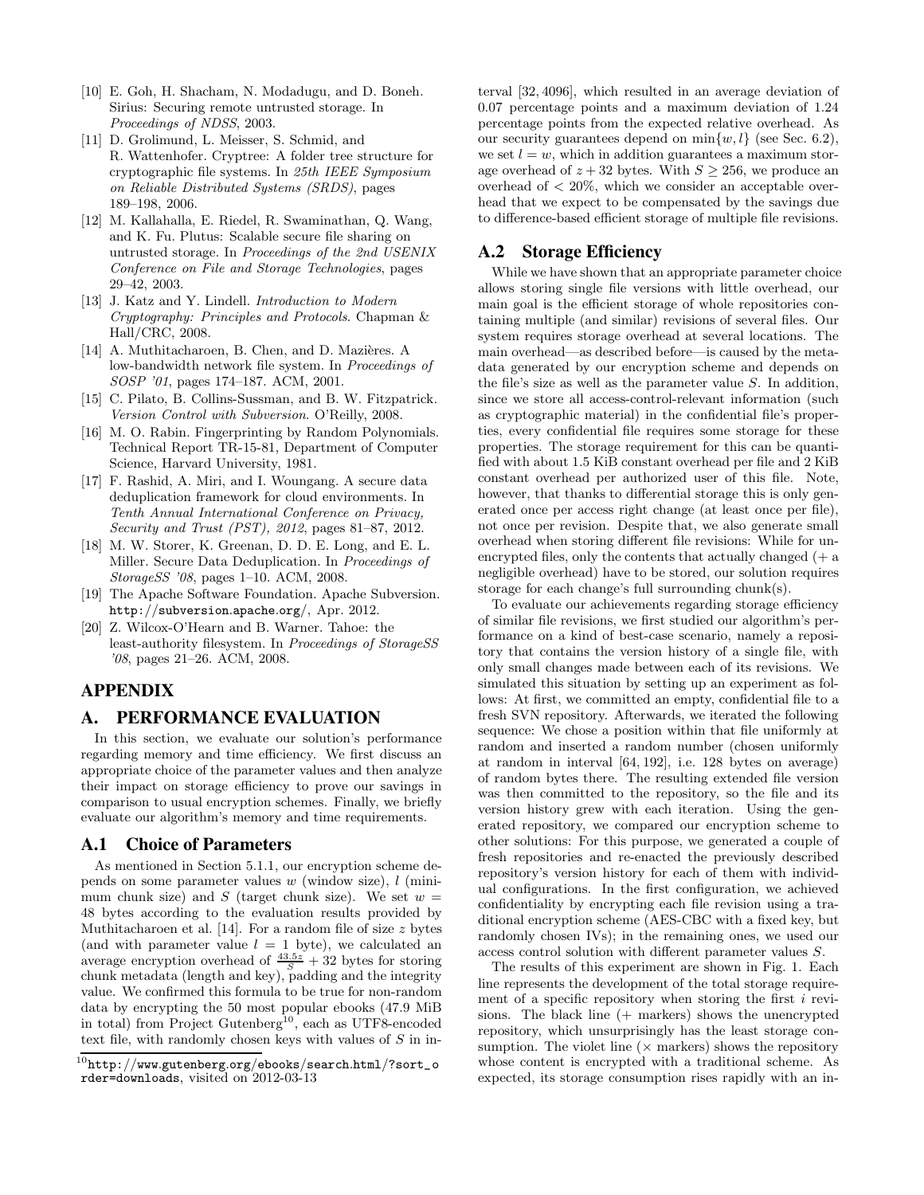[10] E. Goh, H. Shacham, N. Modadugu, and D. Boneh. Sirius: Securing remote untrusted storage. In *Proceedings of NDSS*, 2003.

[11] D. Grolimund, L. Meisser, S. Schmid, and R. Wattenhofer. Cryptree: A folder tree structure for cryptographic file systems. In *25th IEEE Symposium on Reliable Distributed Systems (SRDS)*, pages 189–198, 2006.

[12] M. Kallahalla, E. Riedel, R. Swaminathan, Q. Wang, and K. Fu. Plutus: Scalable secure file sharing on untrusted storage. In *Proceedings of the 2nd USENIX Conference on File and Storage Technologies*, pages 29–42, 2003.

[13] J. Katz and Y. Lindell. *Introduction to Modern Cryptography: Principles and Protocols*. Chapman & Hall/CRC, 2008.

[14] A. Muthitacharoen, B. Chen, and D. Mazières. A low-bandwidth network file system. In *Proceedings of SOSP '01*, pages 174–187. ACM, 2001.

[15] C. Pilato, B. Collins-Sussman, and B. W. Fitzpatrick. *Version Control with Subversion*. O'Reilly, 2008.

[16] M. O. Rabin. Fingerprinting by Random Polynomials. Technical Report TR-15-81, Department of Computer Science, Harvard University, 1981.

[17] F. Rashid, A. Miri, and I. Woungang. A secure data deduplication framework for cloud environments. In *Tenth Annual International Conference on Privacy, Security and Trust (PST), 2012*, pages 81–87, 2012.

[18] M. W. Storer, K. Greenan, D. D. E. Long, and E. L. Miller. Secure Data Deduplication. In *Proceedings of StorageSS '08*, pages 1–10. ACM, 2008.

[19] The Apache Software Foundation. Apache Subversion. `http://subversion.apache.org/`, Apr. 2012.

[20] Z. Wilcox-O'Hearn and B. Warner. Tahoe: the least-authority filesystem. In *Proceedings of StorageSS '08*, pages 21–26. ACM, 2008.

# APPENDIX

# A. PERFORMANCE EVALUATION

In this section, we evaluate our solution's performance regarding memory and time efficiency. We first discuss an appropriate choice of the parameter values and then analyze their impact on storage efficiency to prove our savings in comparison to usual encryption schemes. Finally, we briefly evaluate our algorithm's memory and time requirements.

## A.1 Choice of Parameters

As mentioned in Section 5.1.1, our encryption scheme depends on some parameter values $w$ (window size), $l$ (minimum chunk size) and $S$ (target chunk size). We set $w = 48$ bytes according to the evaluation results provided by Muthitacharoen et al. [14]. For a random file of size $z$ bytes (and with parameter value $l = 1$ byte), we calculated an average encryption overhead of $\frac{43.5z}{S} + 32$ bytes for storing chunk metadata (length and key), padding and the integrity value. We confirmed this formula to be true for non-random data by encrypting the 50 most popular ebooks (47.9 MiB in total) from Project Gutenberg[10], each as UTF8-encoded text file, with randomly chosen keys with values of $S$ in interval $[32, 4096]$, which resulted in an average deviation of 0.07 percentage points and a maximum deviation of 1.24 percentage points from the expected relative overhead. As our security guarantees depend on $\min\{w, l\}$ (see Sec. 6.2), we set $l = w$, which in addition guarantees a maximum storage overhead of $z + 32$ bytes. With $S \geq 256$, we produce an overhead of $< 20\%$, which we consider an acceptable overhead that we expect to be compensated by the savings due to difference-based efficient storage of multiple file revisions.

[10] `http://www.gutenberg.org/ebooks/search.html/?sort_order=downloads`, visited on 2012-03-13

## A.2 Storage Efficiency

While we have shown that an appropriate parameter choice allows storing single file versions with little overhead, our main goal is the efficient storage of whole repositories containing multiple (and similar) revisions of several files. Our system requires storage overhead at several locations. The main overhead—as described before—is caused by the metadata generated by our encryption scheme and depends on the file's size as well as the parameter value $S$. In addition, since we store all access-control-relevant information (such as cryptographic material) in the confidential file's properties, every confidential file requires some storage for these properties. The storage requirement for this can be quantified with about 1.5 KiB constant overhead per file and 2 KiB constant overhead per authorized user of this file. Note, however, that thanks to differential storage this is only generated once per access right change (at least once per file), not once per revision. Despite that, we also generate small overhead when storing different file revisions: While for unencrypted files, only the contents that actually changed (+ a negligible overhead) have to be stored, our solution requires storage for each change's full surrounding chunk(s).

To evaluate our achievements regarding storage efficiency of similar file revisions, we first studied our algorithm's performance on a kind of best-case scenario, namely a repository that contains the version history of a single file, with only small changes made between each of its revisions. We simulated this situation by setting up an experiment as follows: At first, we committed an empty, confidential file to a fresh SVN repository. Afterwards, we iterated the following sequence: We chose a position within that file uniformly at random and inserted a random number (chosen uniformly at random in interval $[64, 192]$, i.e. 128 bytes on average) of random bytes there. The resulting extended file version was then committed to the repository, so the file and its version history grew with each iteration. Using the generated repository, we compared our encryption scheme to other solutions: For this purpose, we generated a couple of fresh repositories and re-enacted the previously described repository's version history for each of them with individual configurations. In the first configuration, we achieved confidentiality by encrypting each file revision using a traditional encryption scheme (AES-CBC with a fixed key, but randomly chosen IVs); in the remaining ones, we used our access control solution with different parameter values $S$.

The results of this experiment are shown in Fig. 1. Each line represents the development of the total storage requirement of a specific repository when storing the first $i$ revisions. The black line (+ markers) shows the unencrypted repository, which unsurprisingly has the least storage consumption. The violet line (× markers) shows the repository whose content is encrypted with a traditional scheme. As expected, its storage consumption rises rapidly with an in-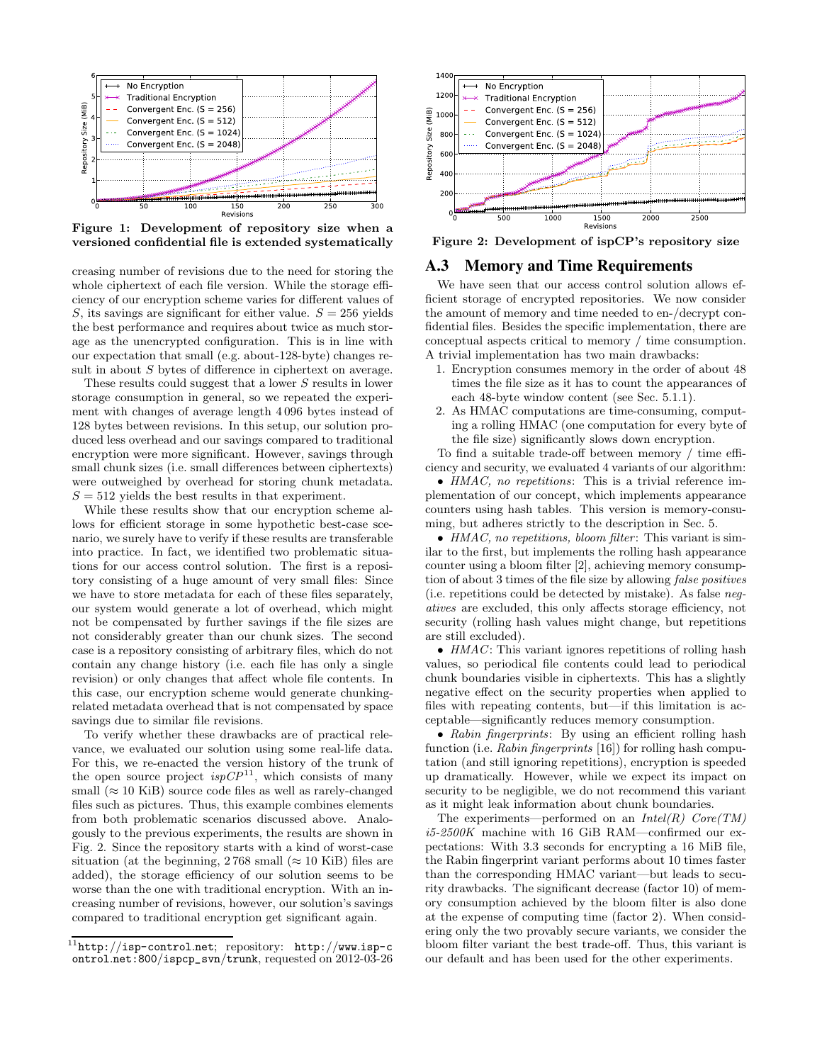6
5
4
3
2
1
0
Repository Size (MiB)
0 50 100 150 200 250 300
Revisions
No Encryption
Traditional Encryption
Convergent Enc. (S = 256)
Convergent Enc. (S = 512)
Convergent Enc. (S = 1024)
Convergent Enc. (S = 2048)

**Figure 1: Development of repository size when a versioned confidential file is extended systematically**

1400
1200
1000
800
600
400
200
0
Repository Size (MiB)
0 500 1000 1500 2000 2500
Revisions
No Encryption
Traditional Encryption
Convergent Enc. (S = 256)
Convergent Enc. (S = 512)
Convergent Enc. (S = 1024)
Convergent Enc. (S = 2048)

**Figure 2: Development of ispCP's repository size**

creasing number of revisions due to the need for storing the whole ciphertext of each file version. While the storage efficiency of our encryption scheme varies for different values of $S$, its savings are significant for either value. $S = 256$ yields the best performance and requires about twice as much storage as the unencrypted configuration. This is in line with our expectation that small (e.g. about-128-byte) changes result in about $S$ bytes of difference in ciphertext on average.

These results could suggest that a lower $S$ results in lower storage consumption in general, so we repeated the experiment with changes of average length 4 096 bytes instead of 128 bytes between revisions. In this setup, our solution produced less overhead and our savings compared to traditional encryption were more significant. However, savings through small chunk sizes (i.e. small differences between ciphertexts) were outweighed by overhead for storing chunk metadata. $S = 512$ yields the best results in that experiment.

While these results show that our encryption scheme allows for efficient storage in some hypothetic best-case scenario, we surely have to verify if these results are transferable into practice. In fact, we identified two problematic situations for our access control solution. The first is a repository consisting of a huge amount of very small files: Since we have to store metadata for each of these files separately, our system would generate a lot of overhead, which might not be compensated by further savings if the file sizes are not considerably greater than our chunk sizes. The second case is a repository consisting of arbitrary files, which do not contain any change history (i.e. each file has only a single revision) or only changes that affect whole file contents. In this case, our encryption scheme would generate chunking-related metadata overhead that is not compensated by space savings due to similar file revisions.

To verify whether these drawbacks are of practical relevance, we evaluated our solution using some real-life data. For this, we re-enacted the version history of the trunk of the open source project *ispCP*[11], which consists of many small ($\approx$ 10 KiB) source code files as well as rarely-changed files such as pictures. Thus, this example combines elements from both problematic scenarios discussed above. Analogously to the previous experiments, the results are shown in Fig. 2. Since the repository starts with a kind of worst-case situation (at the beginning, 2 768 small ($\approx$ 10 KiB) files are added), the storage efficiency of our solution seems to be worse than the one with traditional encryption. With an increasing number of revisions, however, our solution's savings compared to traditional encryption get significant again.

[11] `http://isp-control.net`; repository: `http://www.isp-control.net:800/ispcp_svn/trunk`, requested on 2012-03-26

## A.3 Memory and Time Requirements

We have seen that our access control solution allows efficient storage of encrypted repositories. We now consider the amount of memory and time needed to en-/decrypt confidential files. Besides the specific implementation, there are conceptual aspects critical to memory / time consumption. A trivial implementation has two main drawbacks:

1. Encryption consumes memory in the order of about 48 times the file size as it has to count the appearances of each 48-byte window content (see Sec. 5.1.1).
2. As HMAC computations are time-consuming, computing a rolling HMAC (one computation for every byte of the file size) significantly slows down encryption.

To find a suitable trade-off between memory / time efficiency and security, we evaluated 4 variants of our algorithm:

- *HMAC, no repetitions*: This is a trivial reference implementation of our concept, which implements appearance counters using hash tables. This version is memory-consuming, but adheres strictly to the description in Sec. 5.
- *HMAC, no repetitions, bloom filter*: This variant is similar to the first, but implements the rolling hash appearance counter using a bloom filter [2], achieving memory consumption of about 3 times of the file size by allowing *false positives* (i.e. repetitions could be detected by mistake). As false *negatives* are excluded, this only affects storage efficiency, not security (rolling hash values might change, but repetitions are still excluded).
- *HMAC*: This variant ignores repetitions of rolling hash values, so periodical file contents could lead to periodical chunk boundaries visible in ciphertexts. This has a slightly negative effect on the security properties when applied to files with repeating contents, but—if this limitation is acceptable—significantly reduces memory consumption.
- *Rabin fingerprints*: By using an efficient rolling hash function (i.e. *Rabin fingerprints* [16]) for rolling hash computation (and still ignoring repetitions), encryption is speeded up dramatically. However, while we expect its impact on security to be negligible, we do not recommend this variant as it might leak information about chunk boundaries.

The experiments—performed on an *Intel(R) Core(TM) i5-2500K* machine with 16 GiB RAM—confirmed our expectations: With 3.3 seconds for encrypting a 16 MiB file, the Rabin fingerprint variant performs about 10 times faster than the corresponding HMAC variant—but leads to security drawbacks. The significant decrease (factor 10) of memory consumption achieved by the bloom filter is also done at the expense of computing time (factor 2). When considering only the two provably secure variants, we consider the bloom filter variant the best trade-off. Thus, this variant is our default and has been used for the other experiments.